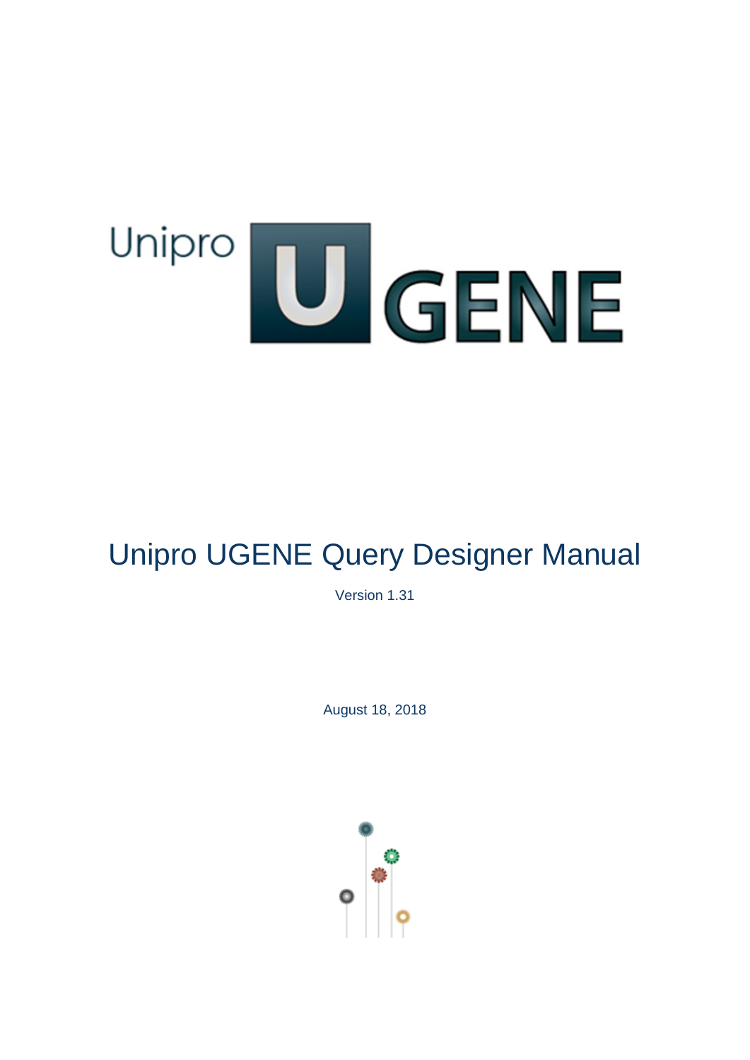# Unipro UGENE Query Designer Manual

Version 1.31

August 18, 2018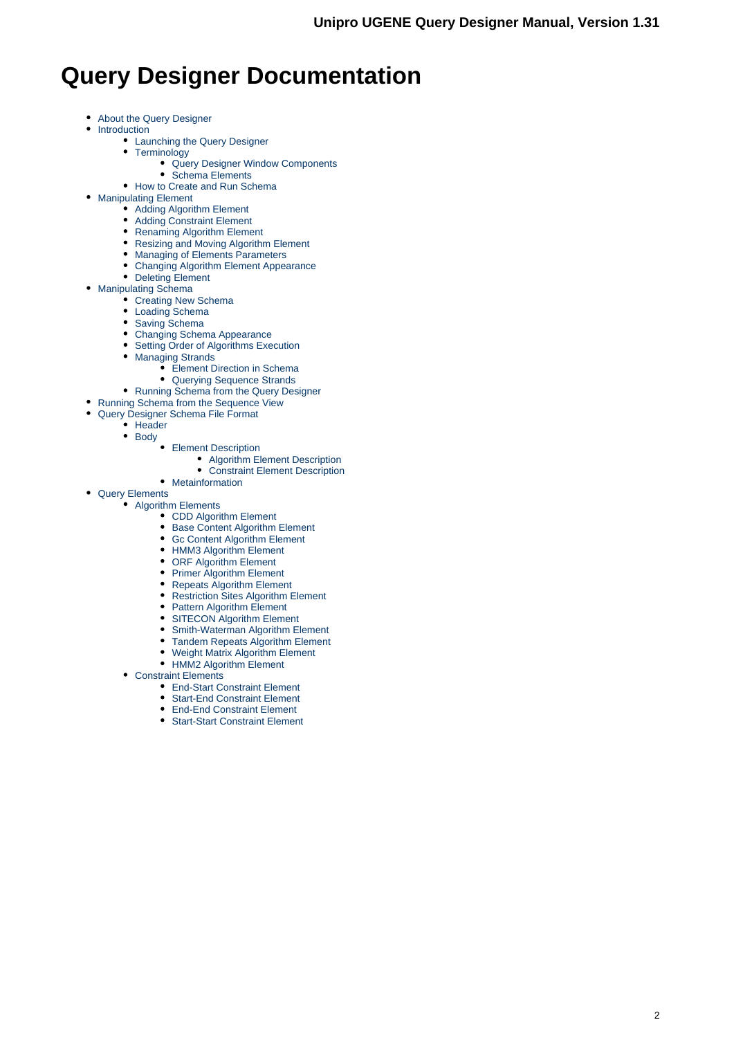# Query Designer Documentation

- About the Query Designer
- Introduction
  - Launching the Query Designer
  - Terminology
    - Query Designer Window Components
    - Schema Elements
  - How to Create and Run Schema
- Manipulating Element
  - Adding Algorithm Element
  - Adding Constraint Element
  - Renaming Algorithm Element
  - Resizing and Moving Algorithm Element
  - Managing of Elements Parameters
  - Changing Algorithm Element Appearance
  - Deleting Element
- Manipulating Schema
  - Creating New Schema
  - Loading Schema
  - Saving Schema
  - Changing Schema Appearance
  - Setting Order of Algorithms Execution
  - Managing Strands
    - Element Direction in Schema
    - Querying Sequence Strands
  - Running Schema from the Query Designer
- Running Schema from the Sequence View
- Query Designer Schema File Format
  - Header
  - Body
    - Element Description
      - Algorithm Element Description
      - Constraint Element Description
    - Metainformation
- Query Elements
  - Algorithm Elements
    - CDD Algorithm Element
    - Base Content Algorithm Element
    - Gc Content Algorithm Element
    - HMM3 Algorithm Element
    - ORF Algorithm Element
    - Primer Algorithm Element
    - Repeats Algorithm Element
    - Restriction Sites Algorithm Element
    - Pattern Algorithm Element
    - SITECON Algorithm Element
    - Smith-Waterman Algorithm Element
    - Tandem Repeats Algorithm Element
    - Weight Matrix Algorithm Element
    - HMM2 Algorithm Element
  - Constraint Elements
    - End-Start Constraint Element
    - Start-End Constraint Element
    - End-End Constraint Element
    - Start-Start Constraint Element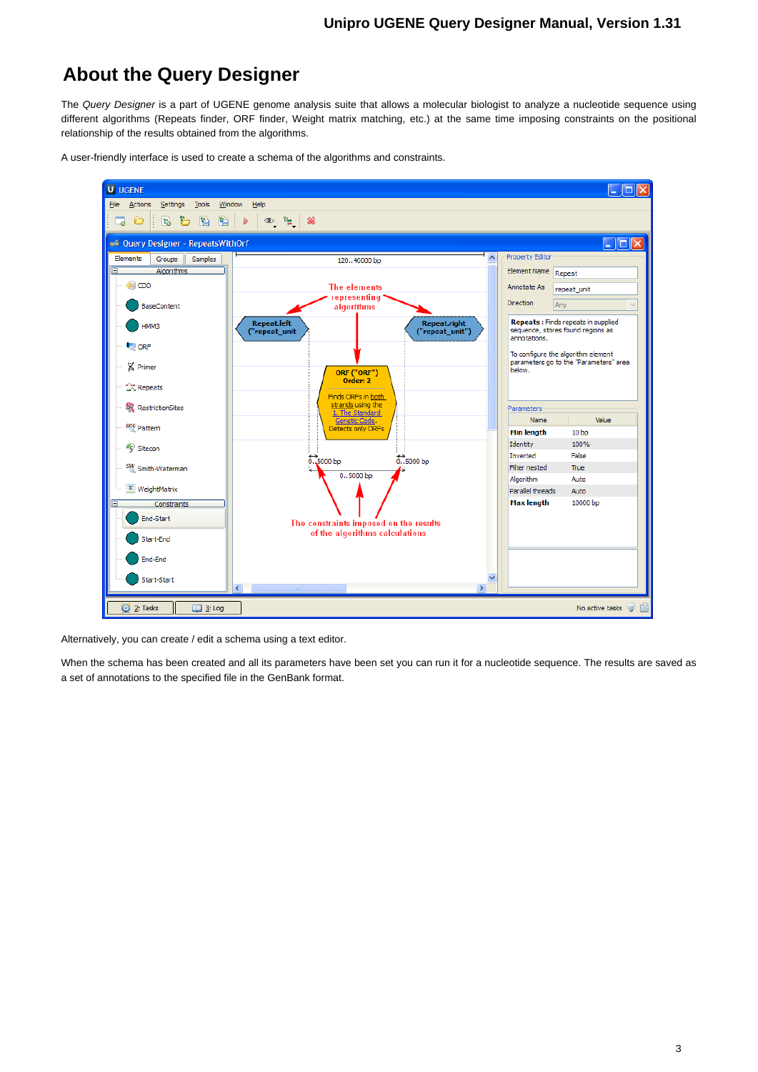# About the Query Designer

The *Query Designer* is a part of UGENE genome analysis suite that allows a molecular biologist to analyze a nucleotide sequence using different algorithms (Repeats finder, ORF finder, Weight matrix matching, etc.) at the same time imposing constraints on the positional relationship of the results obtained from the algorithms.

A user-friendly interface is used to create a schema of the algorithms and constraints.

Alternatively, you can create / edit a schema using a text editor.

When the schema has been created and all its parameters have been set you can run it for a nucleotide sequence. The results are saved as a set of annotations to the specified file in the GenBank format.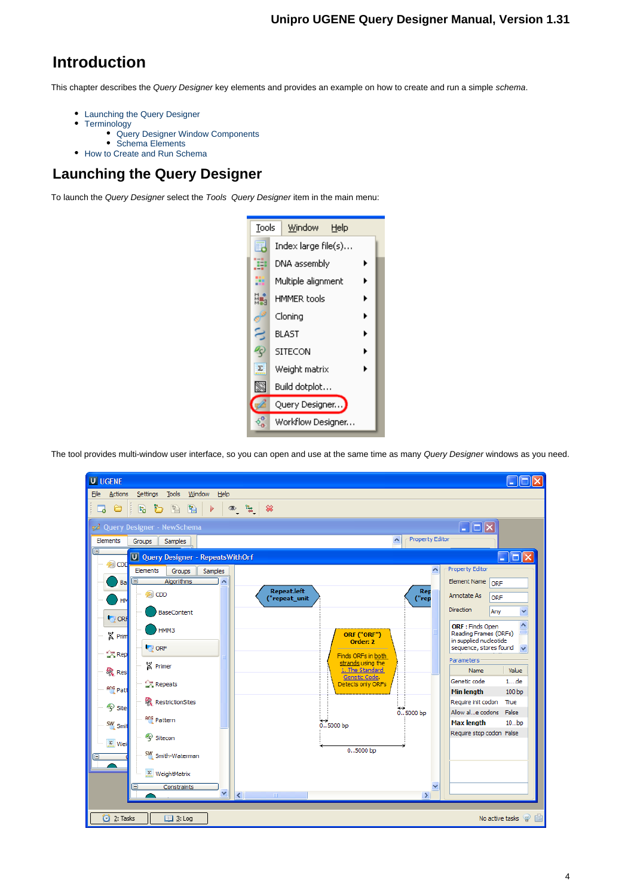# Introduction

This chapter describes the *Query Designer* key elements and provides an example on how to create and run a simple *schema*.

- Launching the Query Designer
- Terminology
    - Query Designer Window Components
    - Schema Elements
- How to Create and Run Schema

## Launching the Query Designer

To launch the *Query Designer* select the *Tools Query Designer* item in the main menu:

The tool provides multi-window user interface, so you can open and use at the same time as many *Query Designer* windows as you need.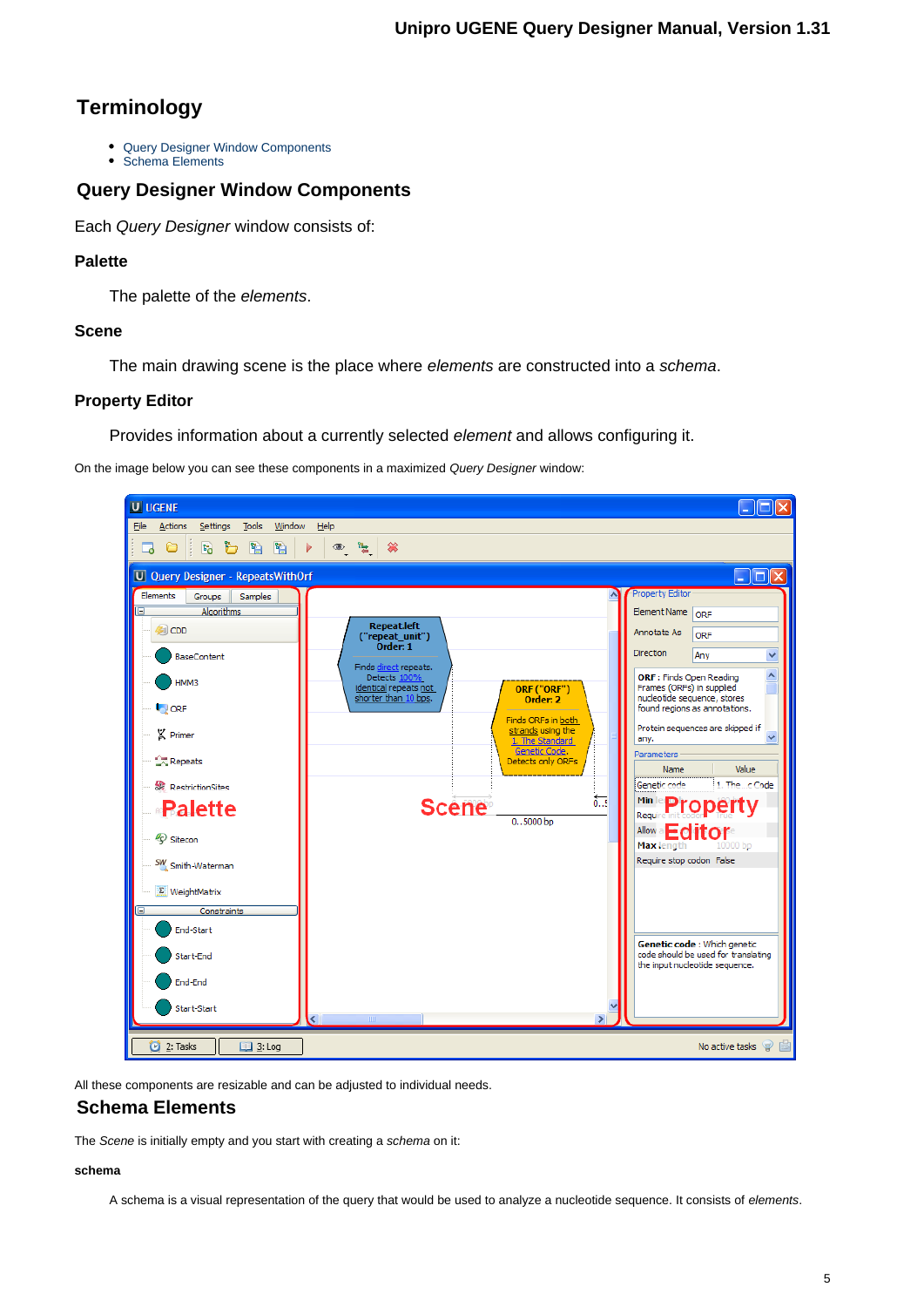# Terminology

- Query Designer Window Components
- Schema Elements

## Query Designer Window Components

Each *Query Designer* window consists of:

**Palette**

The palette of the *elements*.

**Scene**

The main drawing scene is the place where *elements* are constructed into a *schema*.

**Property Editor**

Provides information about a currently selected *element* and allows configuring it.

On the image below you can see these components in a maximized *Query Designer* window:

All these components are resizable and can be adjusted to individual needs.

## Schema Elements

The *Scene* is initially empty and you start with creating a *schema* on it:

**schema**

A schema is a visual representation of the query that would be used to analyze a nucleotide sequence. It consists of *elements*.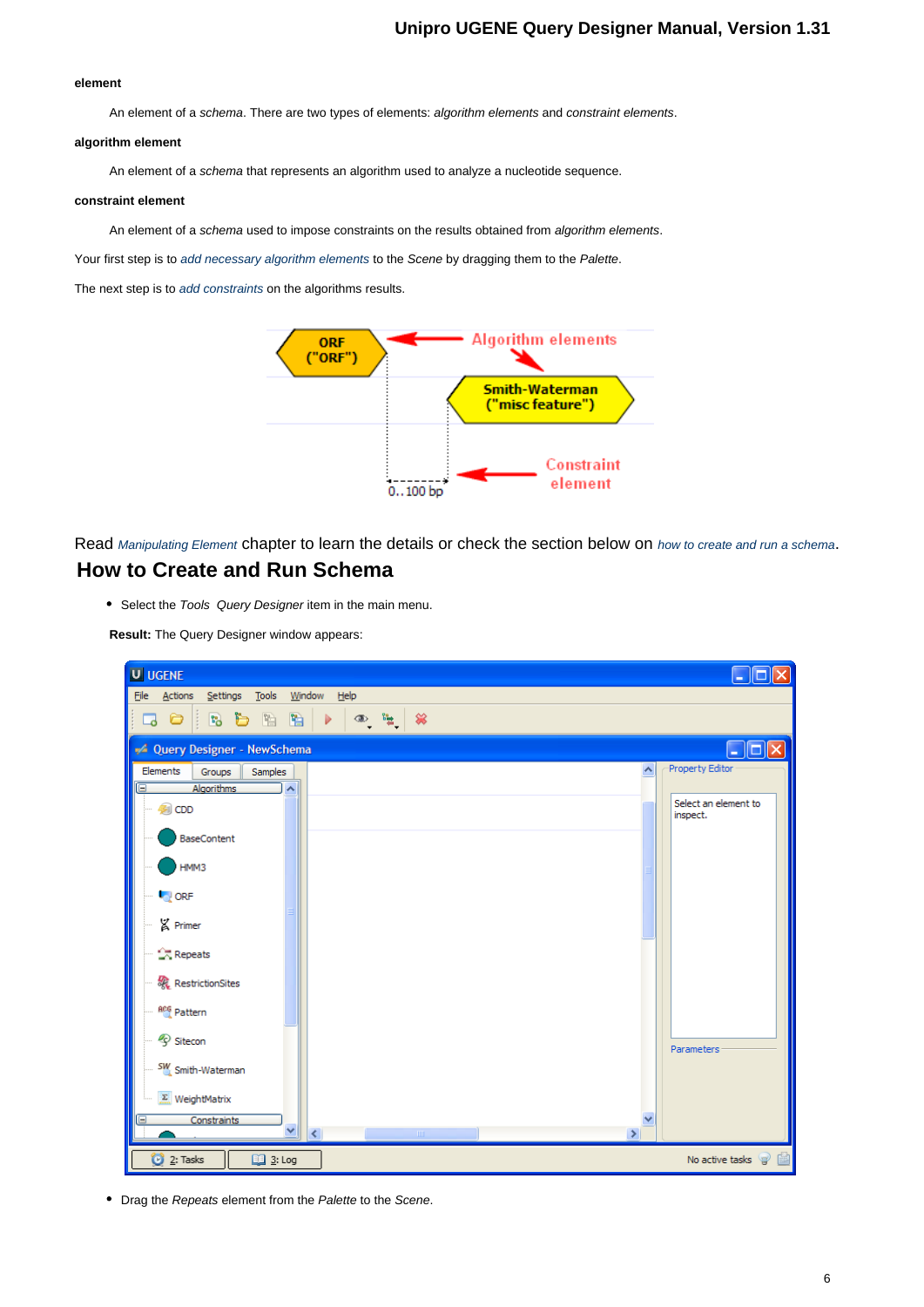**element**

An element of a *schema*. There are two types of elements: *algorithm elements* and *constraint elements*.

**algorithm element**

An element of a *schema* that represents an algorithm used to analyze a nucleotide sequence.

**constraint element**

An element of a *schema* used to impose constraints on the results obtained from *algorithm elements*.

Your first step is to *add necessary algorithm elements* to the *Scene* by dragging them to the *Palette*.

The next step is to *add constraints* on the algorithms results.

Read *Manipulating Element* chapter to learn the details or check the section below on *how to create and run a schema*.

## How to Create and Run Schema

- Select the *Tools Query Designer* item in the main menu.

**Result:** The Query Designer window appears:

- Drag the *Repeats* element from the *Palette* to the *Scene*.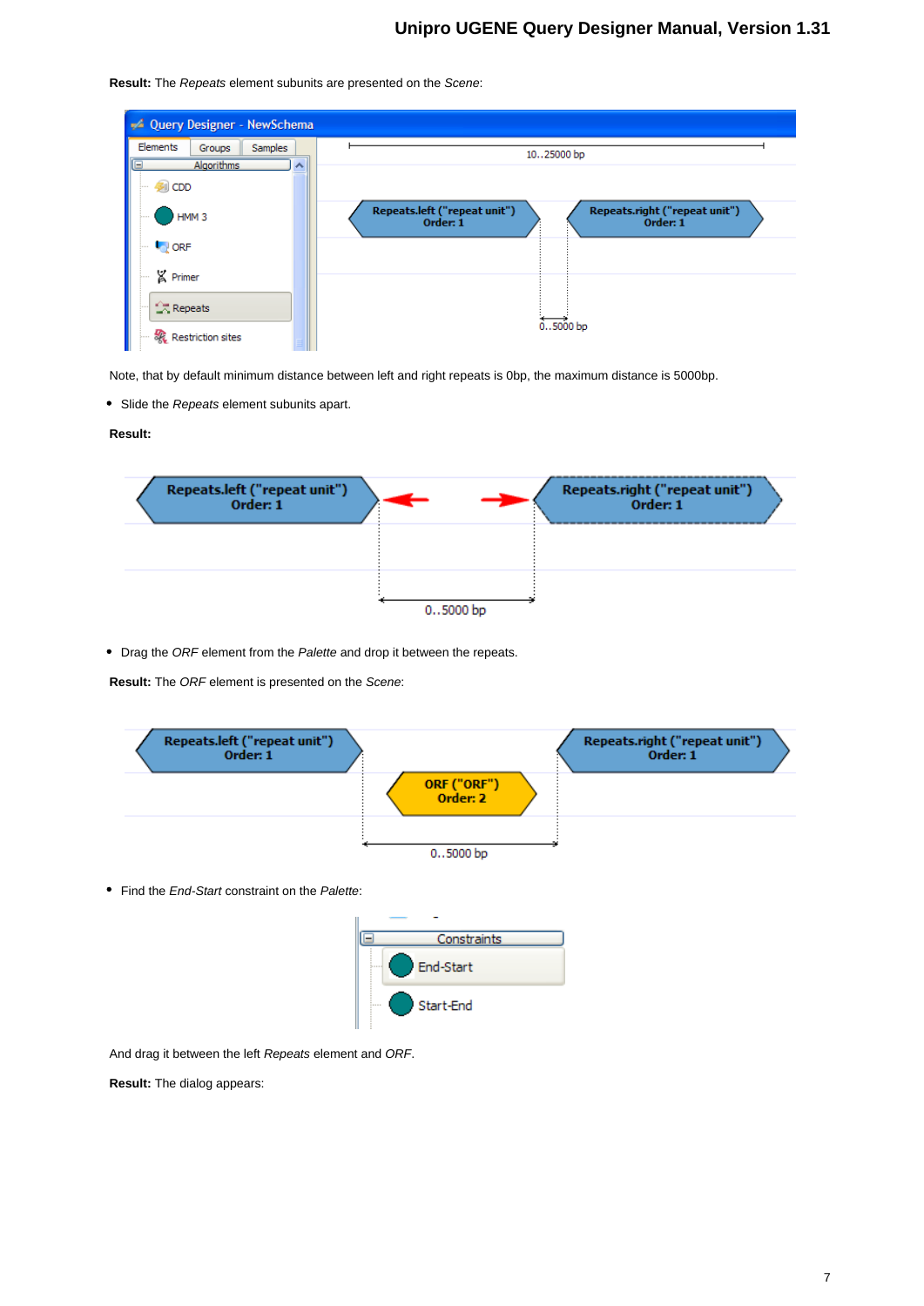**Result:** The *Repeats* element subunits are presented on the *Scene*:

Note, that by default minimum distance between left and right repeats is 0bp, the maximum distance is 5000bp.

- Slide the *Repeats* element subunits apart.

**Result:**

- Drag the *ORF* element from the *Palette* and drop it between the repeats.

**Result:** The *ORF* element is presented on the *Scene*:

- Find the *End-Start* constraint on the *Palette*:

And drag it between the left *Repeats* element and *ORF*.

**Result:** The dialog appears: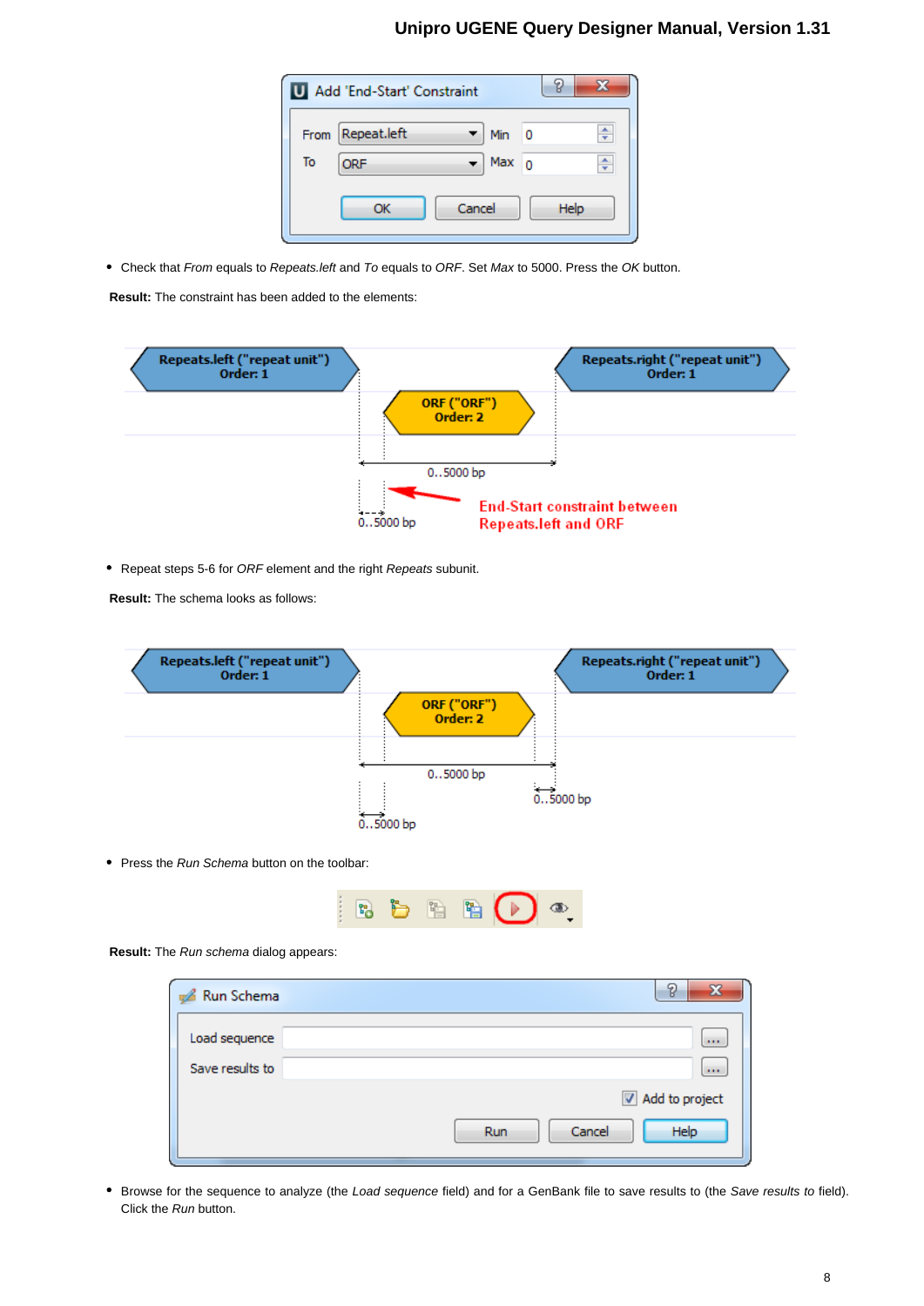- Check that *From* equals to *Repeats.left* and *To* equals to *ORF*. Set *Max* to 5000. Press the *OK* button.

**Result:** The constraint has been added to the elements:

- Repeat steps 5-6 for *ORF* element and the right *Repeats* subunit.

**Result:** The schema looks as follows:

- Press the *Run Schema* button on the toolbar:

**Result:** The *Run schema* dialog appears:

- Browse for the sequence to analyze (the *Load sequence* field) and for a GenBank file to save results to (the *Save results to* field). Click the *Run* button.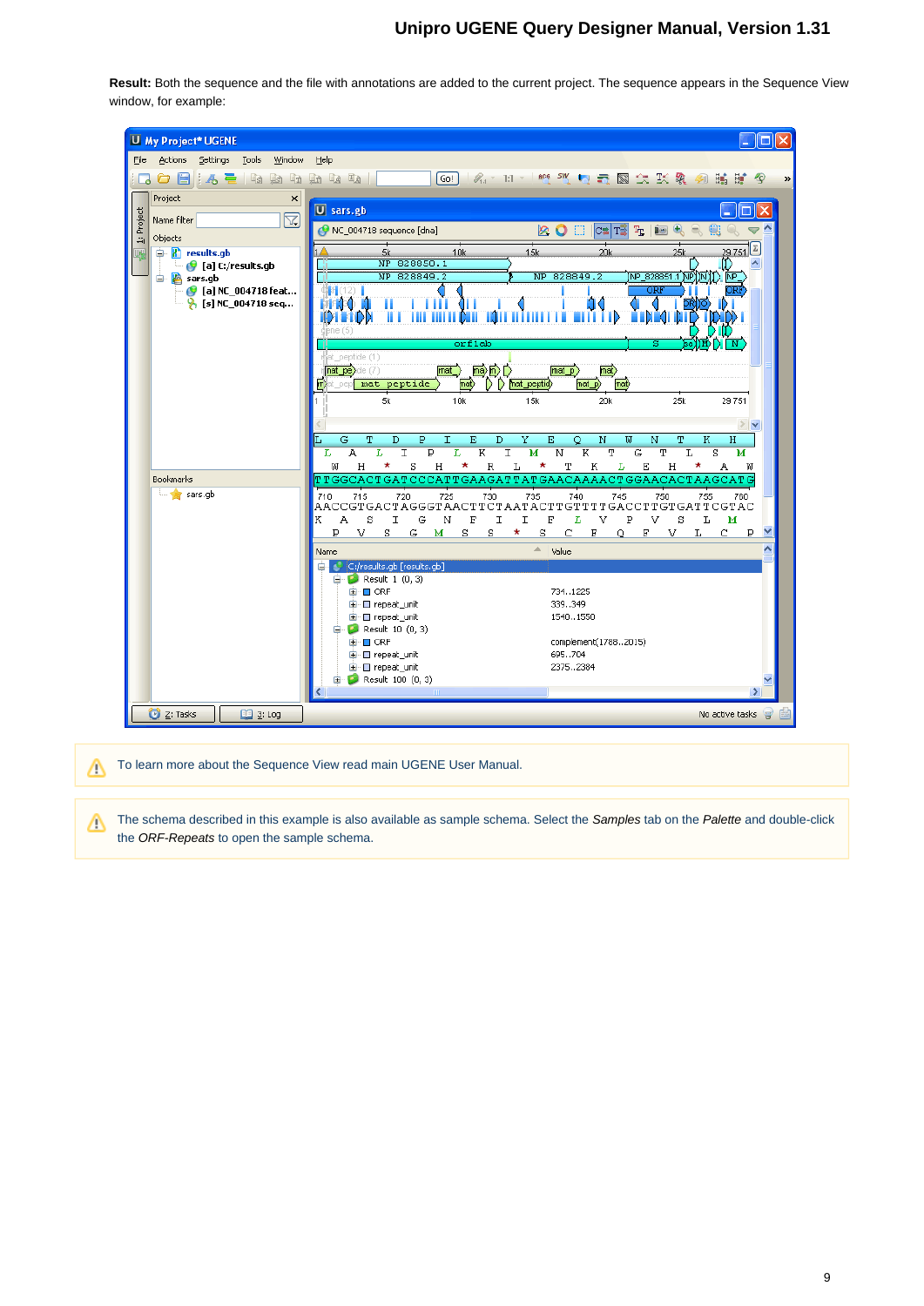**Result:** Both the sequence and the file with annotations are added to the current project. The sequence appears in the Sequence View window, for example:

To learn more about the Sequence View read main UGENE User Manual.

The schema described in this example is also available as sample schema. Select the *Samples* tab on the *Palette* and double-click the *ORF-Repeats* to open the sample schema.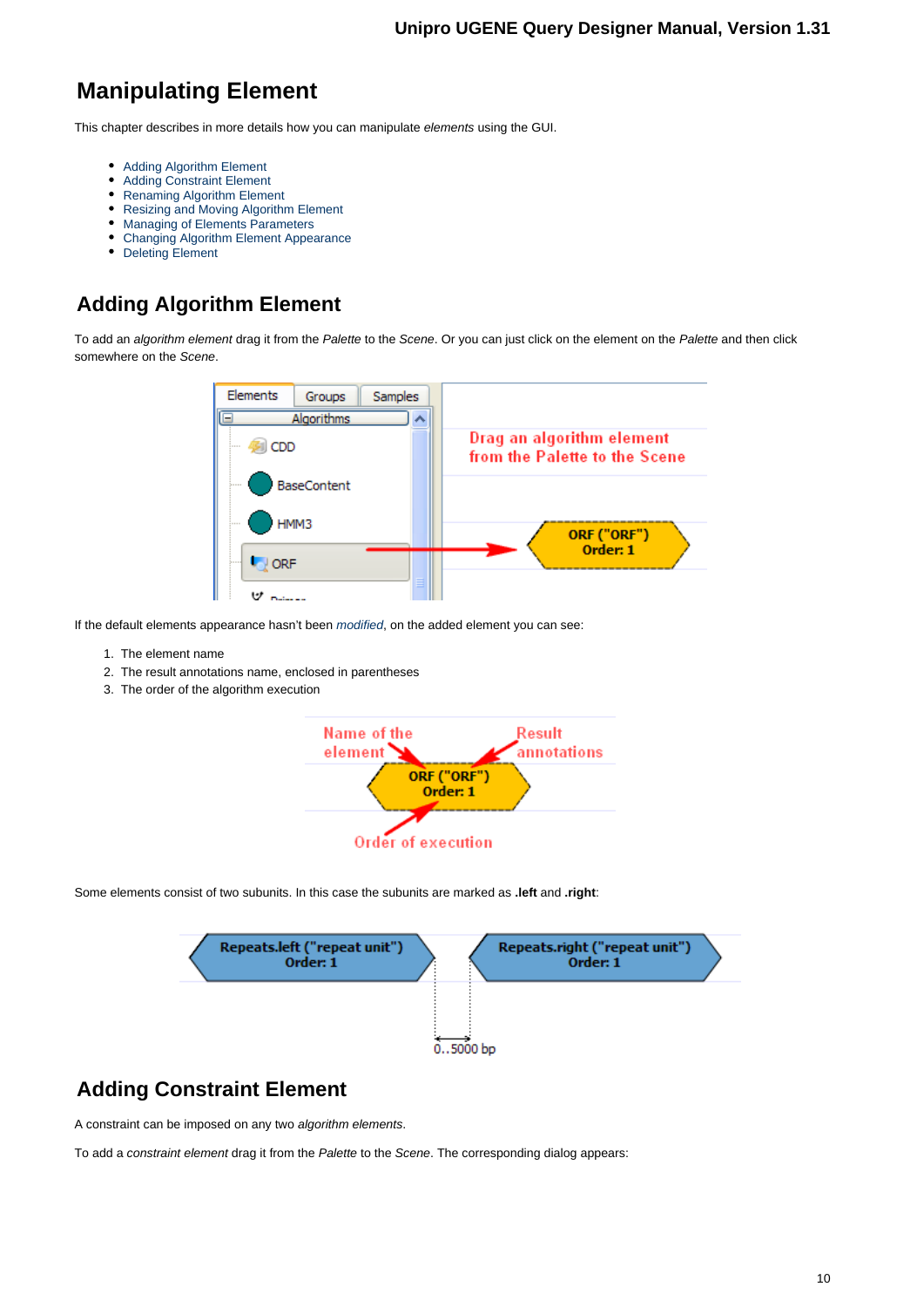# Manipulating Element

This chapter describes in more details how you can manipulate *elements* using the GUI.

- Adding Algorithm Element
- Adding Constraint Element
- Renaming Algorithm Element
- Resizing and Moving Algorithm Element
- Managing of Elements Parameters
- Changing Algorithm Element Appearance
- Deleting Element

## Adding Algorithm Element

To add an *algorithm element* drag it from the *Palette* to the *Scene*. Or you can just click on the element on the *Palette* and then click somewhere on the *Scene*.

If the default elements appearance hasn't been *modified*, on the added element you can see:

1. The element name
2. The result annotations name, enclosed in parentheses
3. The order of the algorithm execution

Some elements consist of two subunits. In this case the subunits are marked as **.left** and **.right**:

## Adding Constraint Element

A constraint can be imposed on any two *algorithm elements*.

To add a *constraint element* drag it from the *Palette* to the *Scene*. The corresponding dialog appears: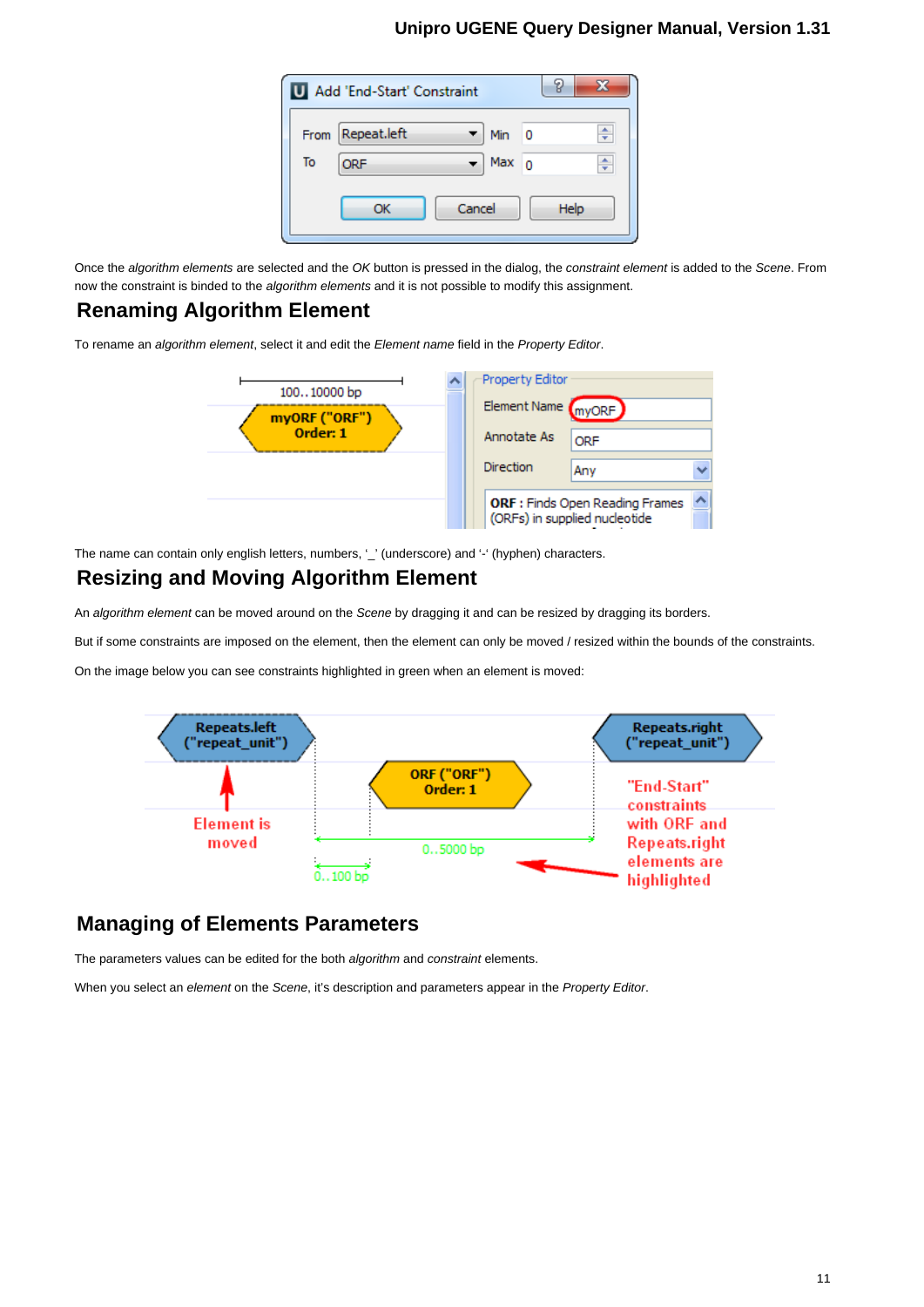Once the *algorithm elements* are selected and the *OK* button is pressed in the dialog, the *constraint element* is added to the *Scene*. From now the constraint is binded to the *algorithm elements* and it is not possible to modify this assignment.

## Renaming Algorithm Element

To rename an *algorithm element*, select it and edit the *Element name* field in the *Property Editor*.

The name can contain only english letters, numbers, '_' (underscore) and '-' (hyphen) characters.

## Resizing and Moving Algorithm Element

An *algorithm element* can be moved around on the *Scene* by dragging it and can be resized by dragging its borders.

But if some constraints are imposed on the element, then the element can only be moved / resized within the bounds of the constraints.

On the image below you can see constraints highlighted in green when an element is moved:

## Managing of Elements Parameters

The parameters values can be edited for the both *algorithm* and *constraint* elements.

When you select an *element* on the *Scene*, it's description and parameters appear in the *Property Editor*.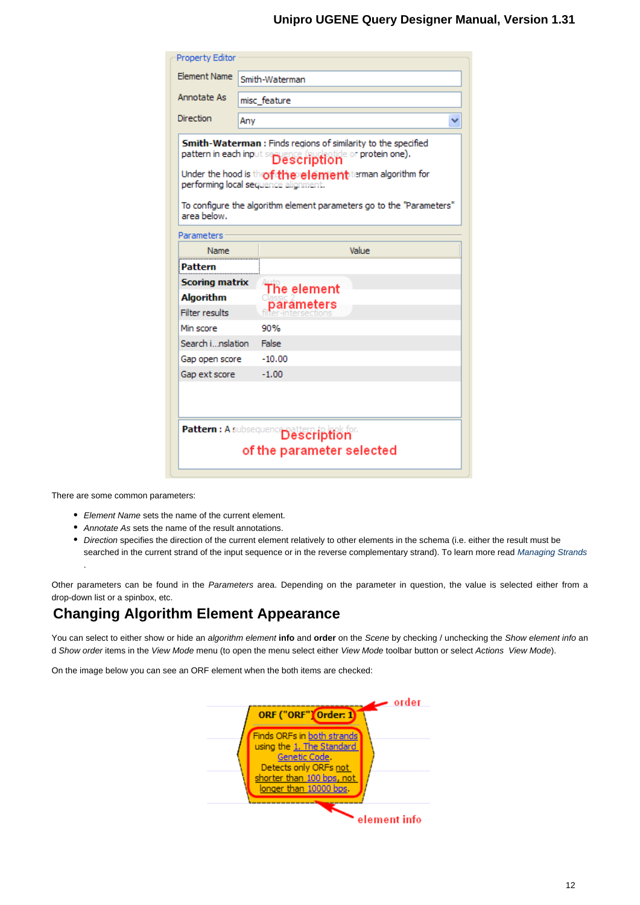There are some common parameters:

- *Element Name* sets the name of the current element.
- *Annotate As* sets the name of the result annotations.
- *Direction* specifies the direction of the current element relatively to other elements in the schema (i.e. either the result must be searched in the current strand of the input sequence or in the reverse complementary strand). To learn more read *Managing Strands* .

Other parameters can be found in the *Parameters* area. Depending on the parameter in question, the value is selected either from a drop-down list or a spinbox, etc.

## Changing Algorithm Element Appearance

You can select to either show or hide an *algorithm element* **info** and **order** on the *Scene* by checking / unchecking the *Show element info* and *Show order* items in the *View Mode* menu (to open the menu select either *View Mode* toolbar button or select *Actions View Mode*).

On the image below you can see an ORF element when the both items are checked: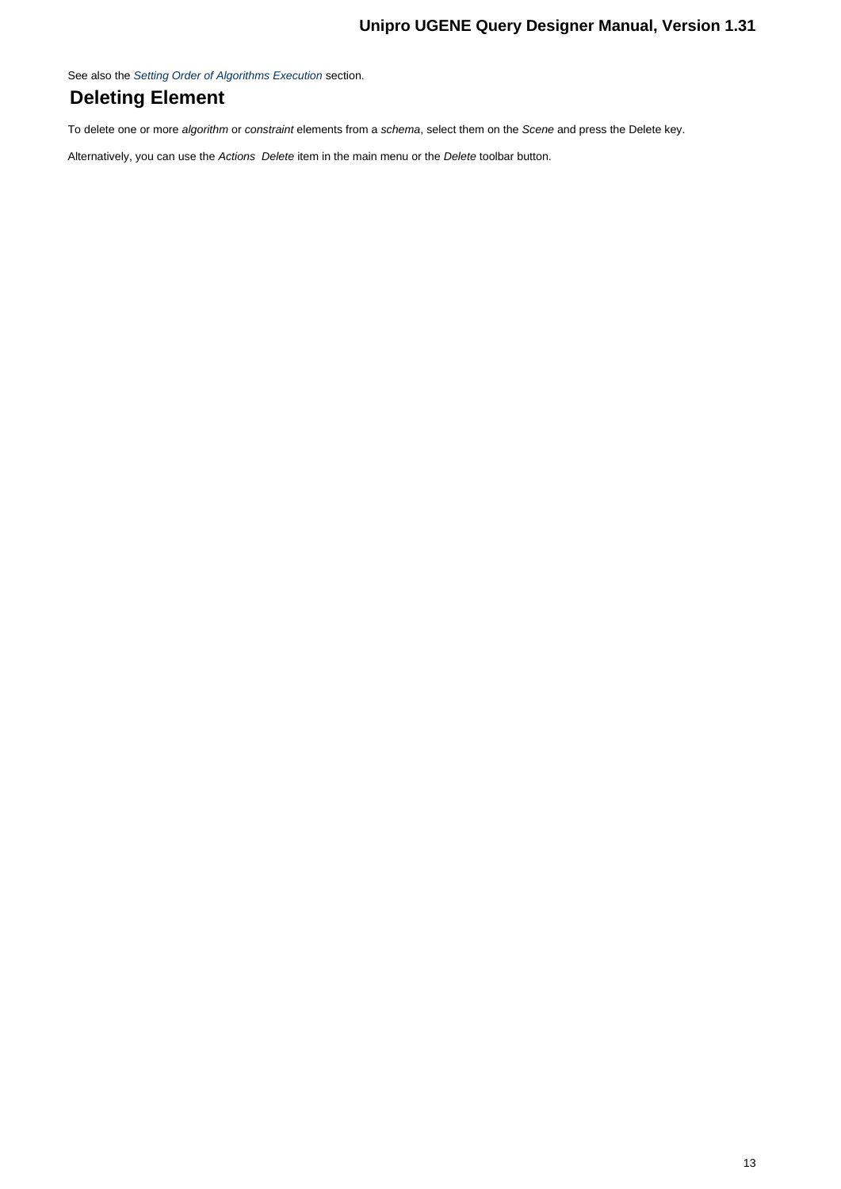See also the *Setting Order of Algorithms Execution* section.

## Deleting Element

To delete one or more *algorithm* or *constraint* elements from a *schema*, select them on the *Scene* and press the Delete key.

Alternatively, you can use the *Actions  Delete* item in the main menu or the *Delete* toolbar button.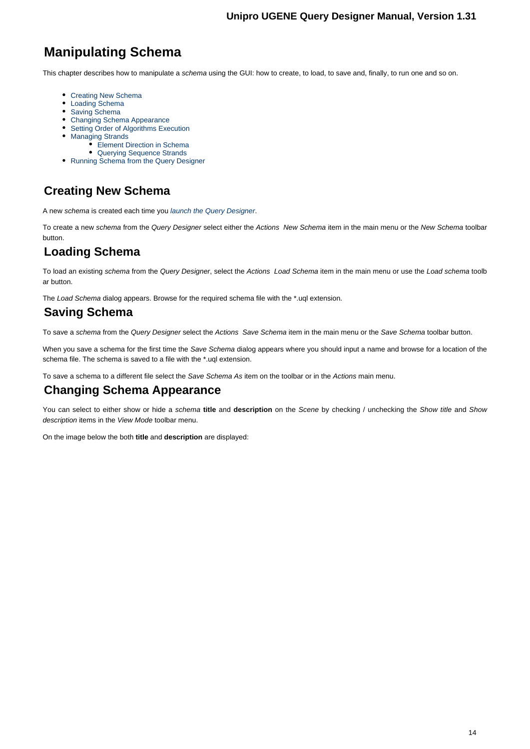// Manipulating Schema

This chapter describes how to manipulate a *schema* using the GUI: how to create, to load, to save and, finally, to run one and so on.

- Creating New Schema
- Loading Schema
- Saving Schema
- Changing Schema Appearance
- Setting Order of Algorithms Execution
- Managing Strands
    - Element Direction in Schema
    - Querying Sequence Strands
- Running Schema from the Query Designer

## Creating New Schema

A new *schema* is created each time you *launch the Query Designer*.

To create a new *schema* from the *Query Designer* select either the *Actions  New Schema* item in the main menu or the *New Schema* toolbar button.

## Loading Schema

To load an existing *schema* from the *Query Designer*, select the *Actions  Load Schema* item in the main menu or use the *Load schema* toolbar button.

The *Load Schema* dialog appears. Browse for the required schema file with the *.uql extension.

## Saving Schema

To save a *schema* from the *Query Designer* select the *Actions  Save Schema* item in the main menu or the *Save Schema* toolbar button.

When you save a schema for the first time the *Save Schema* dialog appears where you should input a name and browse for a location of the schema file. The schema is saved to a file with the *.uql extension.

To save a schema to a different file select the *Save Schema As* item on the toolbar or in the *Actions* main menu.

## Changing Schema Appearance

You can select to either show or hide a *schema* **title** and **description** on the *Scene* by checking / unchecking the *Show title* and *Show description* items in the *View Mode* toolbar menu.

On the image below the both **title** and **description** are displayed: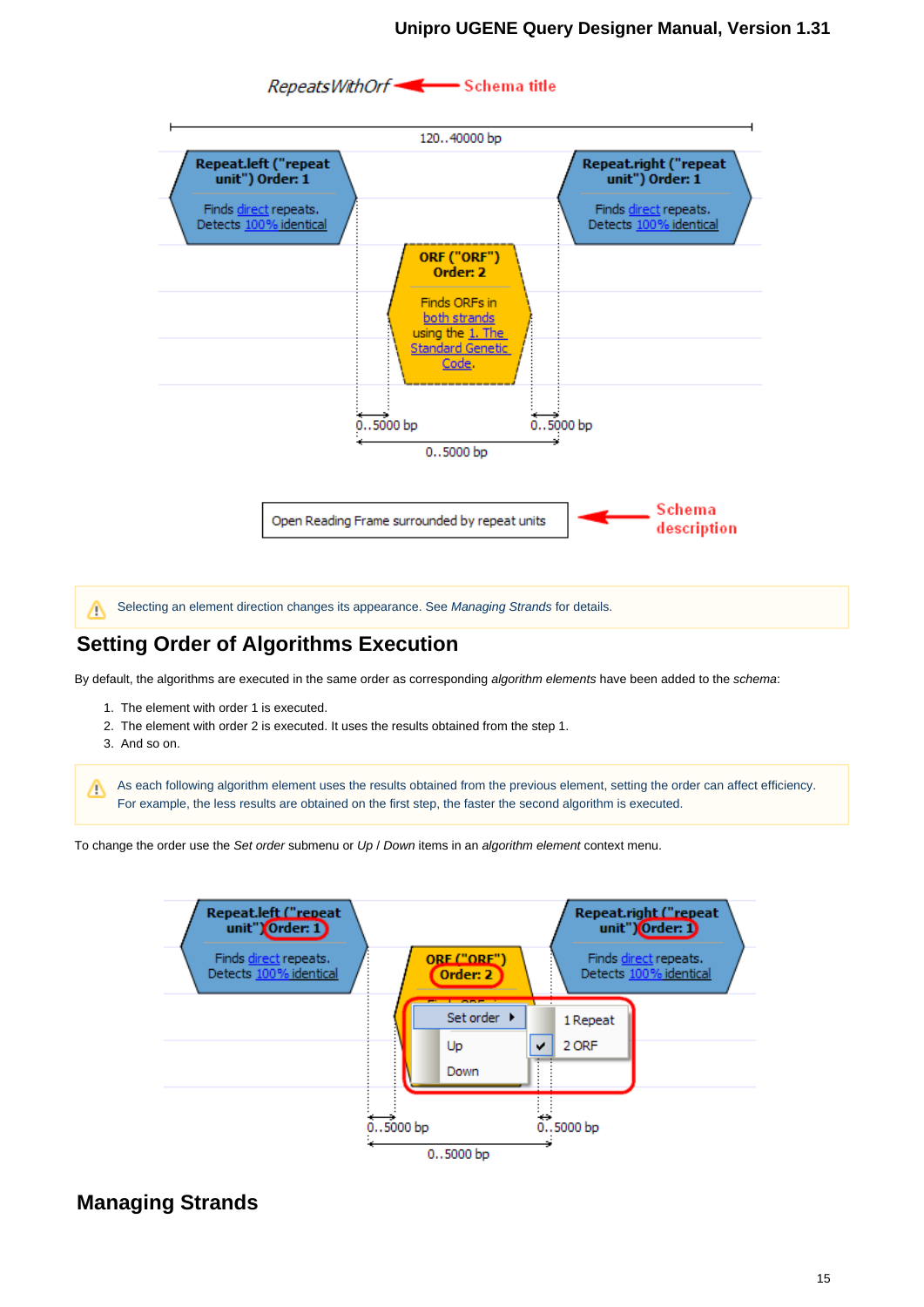⚠ Selecting an element direction changes its appearance. See *Managing Strands* for details.

## Setting Order of Algorithms Execution

By default, the algorithms are executed in the same order as corresponding *algorithm elements* have been added to the *schema*:

1. The element with order 1 is executed.
2. The element with order 2 is executed. It uses the results obtained from the step 1.
3. And so on.

⚠ As each following algorithm element uses the results obtained from the previous element, setting the order can affect efficiency. For example, the less results are obtained on the first step, the faster the second algorithm is executed.

To change the order use the *Set order* submenu or *Up* / *Down* items in an *algorithm element* context menu.

## Managing Strands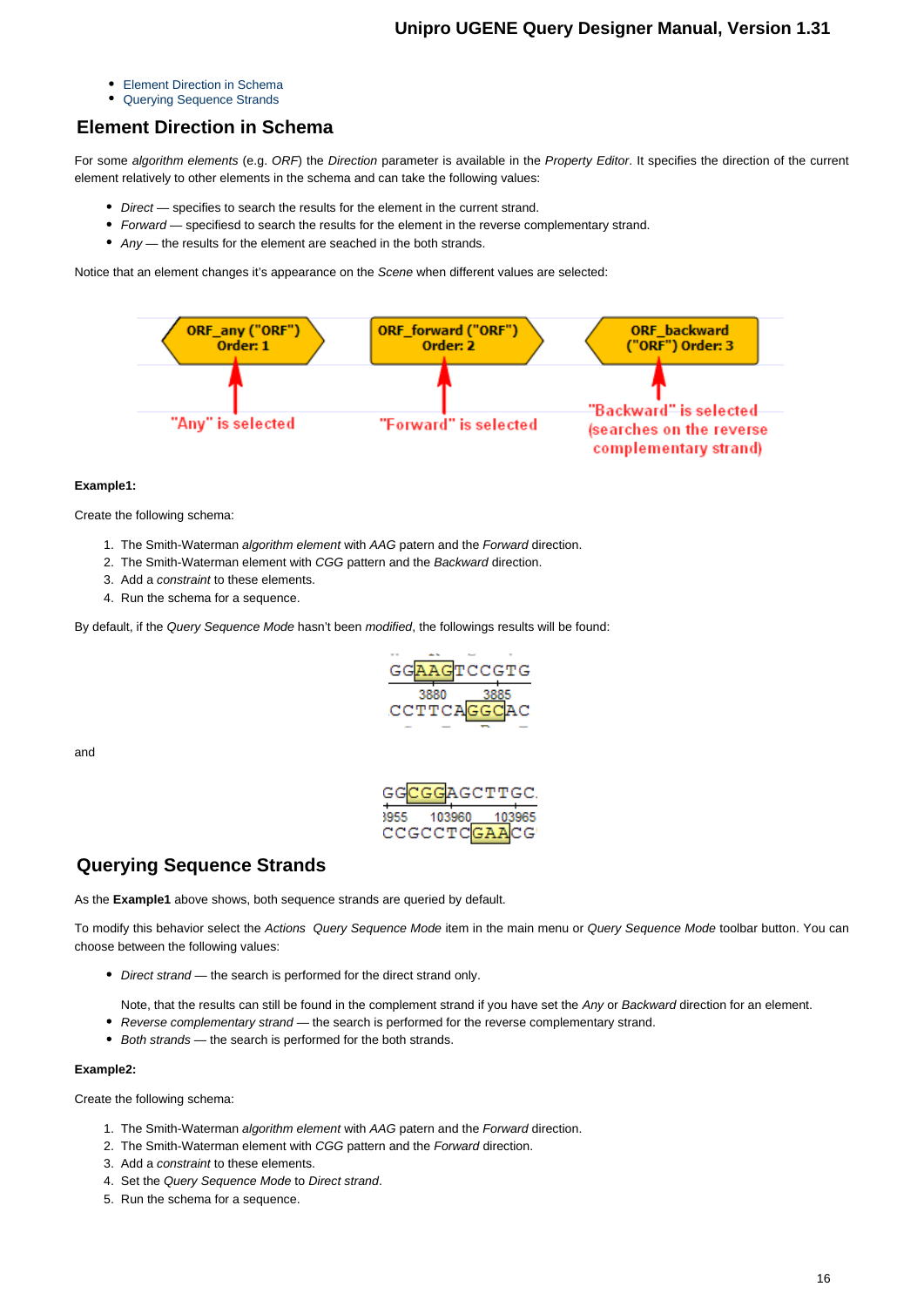- Element Direction in Schema
- Querying Sequence Strands

## Element Direction in Schema

For some *algorithm elements* (e.g. *ORF*) the *Direction* parameter is available in the *Property Editor*. It specifies the direction of the current element relatively to other elements in the schema and can take the following values:

- *Direct* — specifies to search the results for the element in the current strand.
- *Forward* — specifiesd to search the results for the element in the reverse complementary strand.
- *Any* — the results for the element are seached in the both strands.

Notice that an element changes it's appearance on the *Scene* when different values are selected:

**Example1:**

Create the following schema:

1. The Smith-Waterman *algorithm element* with *AAG* patern and the *Forward* direction.
2. The Smith-Waterman element with *CGG* pattern and the *Backward* direction.
3. Add a *constraint* to these elements.
4. Run the schema for a sequence.

By default, if the *Query Sequence Mode* hasn't been *modified*, the followings results will be found:

and

## Querying Sequence Strands

As the **Example1** above shows, both sequence strands are queried by default.

To modify this behavior select the *Actions Query Sequence Mode* item in the main menu or *Query Sequence Mode* toolbar button. You can choose between the following values:

- *Direct strand* — the search is performed for the direct strand only.

  Note, that the results can still be found in the complement strand if you have set the *Any* or *Backward* direction for an element.
- *Reverse complementary strand* — the search is performed for the reverse complementary strand.
- *Both strands* — the search is performed for the both strands.

**Example2:**

Create the following schema:

1. The Smith-Waterman *algorithm element* with *AAG* patern and the *Forward* direction.
2. The Smith-Waterman element with *CGG* pattern and the *Forward* direction.
3. Add a *constraint* to these elements.
4. Set the *Query Sequence Mode* to *Direct strand*.
5. Run the schema for a sequence.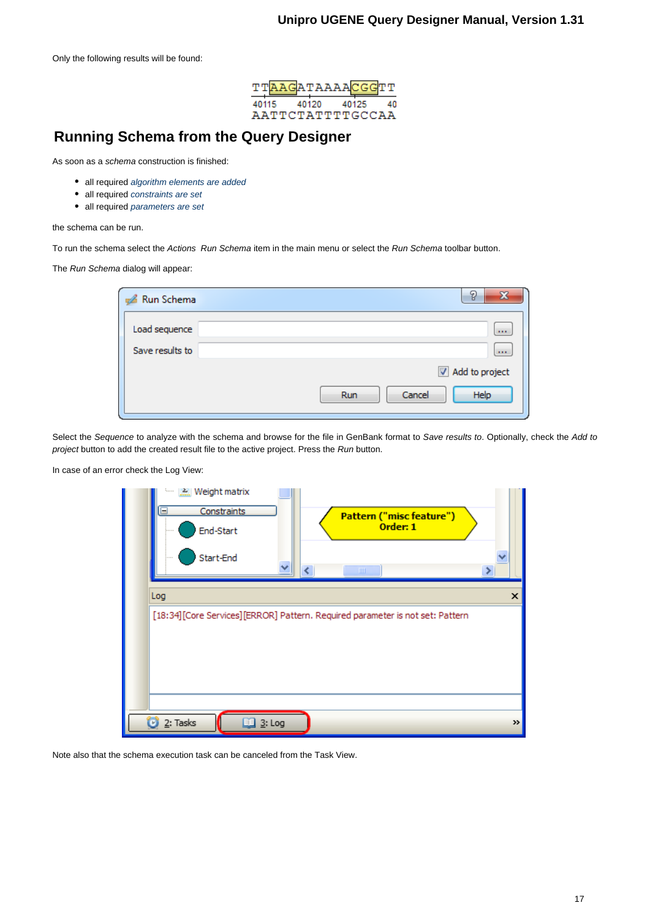Only the following results will be found:

## Running Schema from the Query Designer

As soon as a *schema* construction is finished:

- all required *algorithm elements are added*
- all required *constraints are set*
- all required *parameters are set*

the schema can be run.

To run the schema select the *Actions  Run Schema* item in the main menu or select the *Run Schema* toolbar button.

The *Run Schema* dialog will appear:

Select the *Sequence* to analyze with the schema and browse for the file in GenBank format to *Save results to*. Optionally, check the *Add to project* button to add the created result file to the active project. Press the *Run* button.

In case of an error check the Log View:

Note also that the schema execution task can be canceled from the Task View.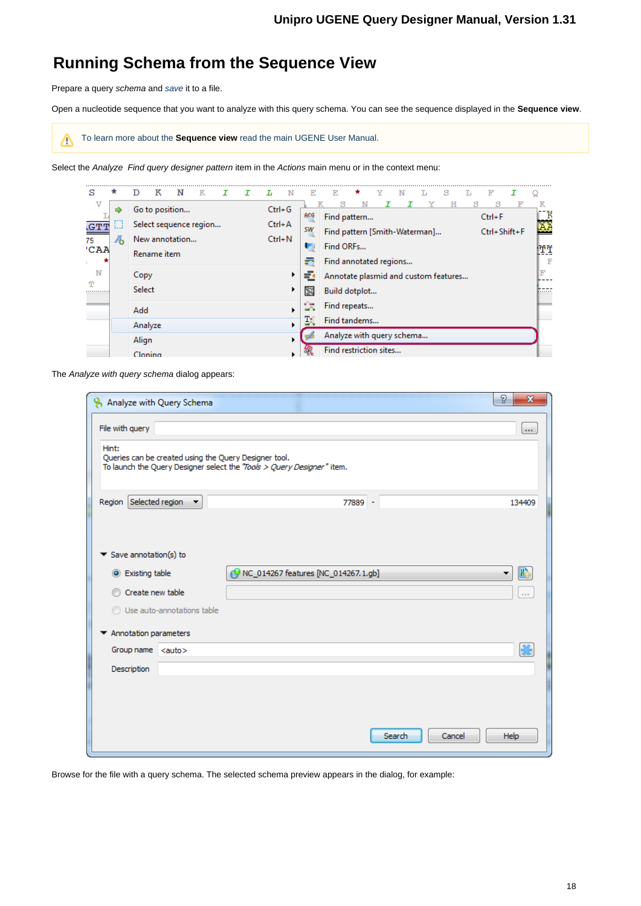# Running Schema from the Sequence View

Prepare a query *schema* and *save* it to a file.

Open a nucleotide sequence that you want to analyze with this query schema. You can see the sequence displayed in the **Sequence view**.

> To learn more about the **Sequence view** read the main UGENE User Manual.

Select the *Analyze  Find query designer pattern* item in the *Actions* main menu or in the context menu:

The *Analyze with query schema* dialog appears:

Browse for the file with a query schema. The selected schema preview appears in the dialog, for example: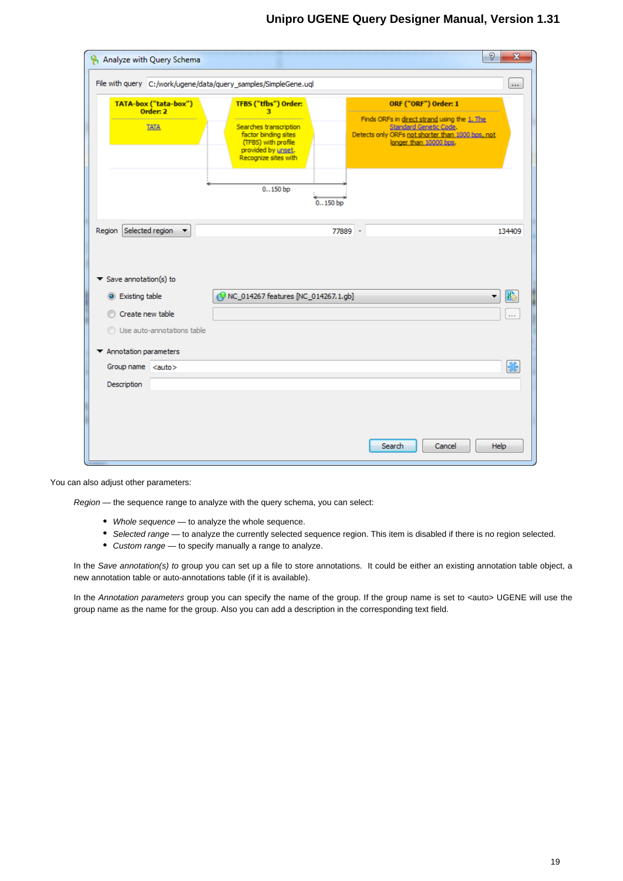You can also adjust other parameters:

*Region* — the sequence range to analyze with the query schema, you can select:

- *Whole sequence* — to analyze the whole sequence.
- *Selected range* — to analyze the currently selected sequence region. This item is disabled if there is no region selected.
- *Custom range* — to specify manually a range to analyze.

In the *Save annotation(s) to* group you can set up a file to store annotations. It could be either an existing annotation table object, a new annotation table or auto-annotations table (if it is available).

In the *Annotation parameters* group you can specify the name of the group. If the group name is set to <auto> UGENE will use the group name as the name for the group. Also you can add a description in the corresponding text field.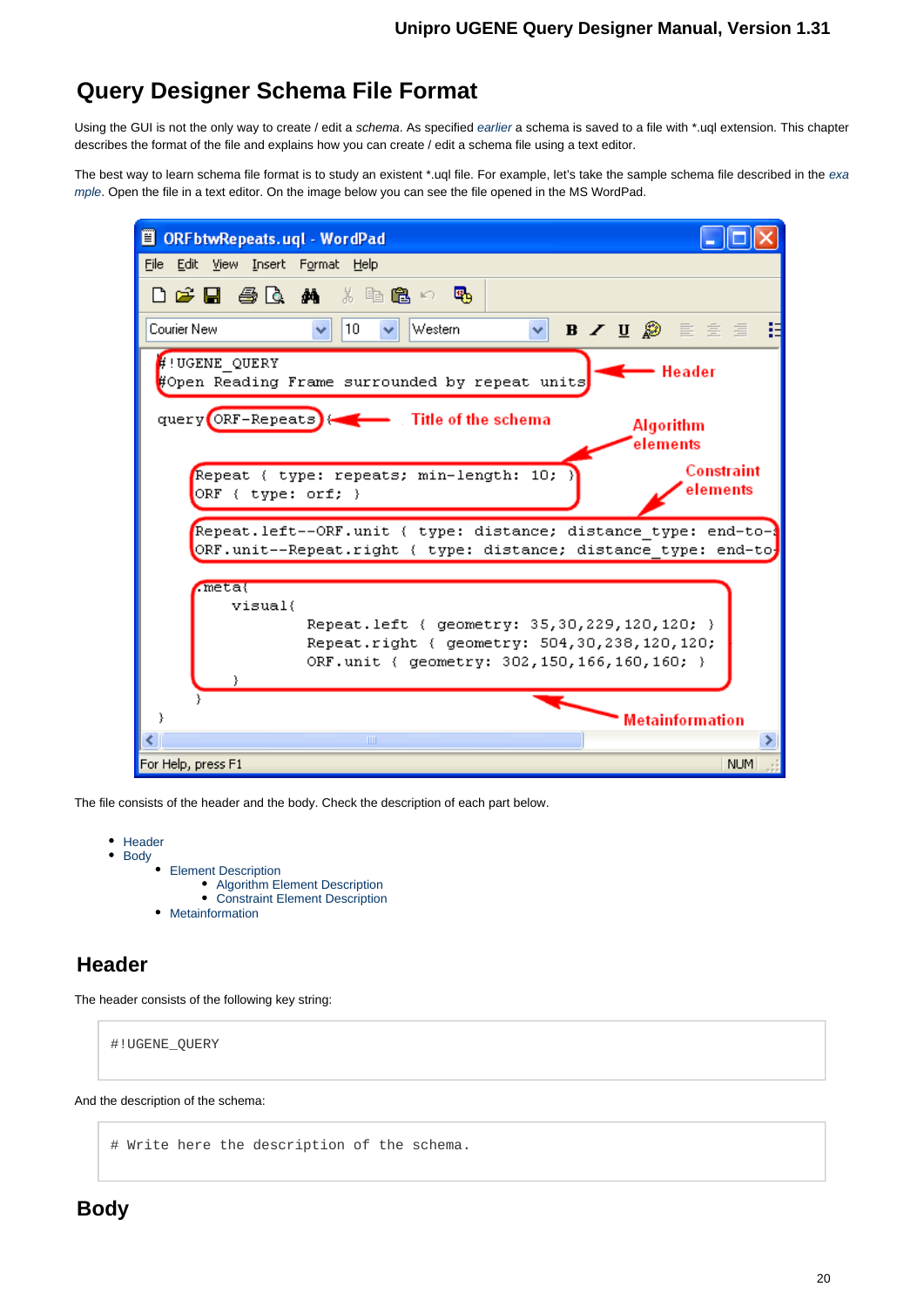# Query Designer Schema File Format

Using the GUI is not the only way to create / edit a *schema*. As specified earlier a schema is saved to a file with *.uql extension. This chapter describes the format of the file and explains how you can create / edit a schema file using a text editor.

The best way to learn schema file format is to study an existent *.uql file. For example, let's take the sample schema file described in the example. Open the file in a text editor. On the image below you can see the file opened in the MS WordPad.

The file consists of the header and the body. Check the description of each part below.

- Header
- Body
  - Element Description
    - Algorithm Element Description
    - Constraint Element Description
  - Metainformation

## Header

The header consists of the following key string:

```
#!UGENE_QUERY
```

And the description of the schema:

```
# Write here the description of the schema.
```

## Body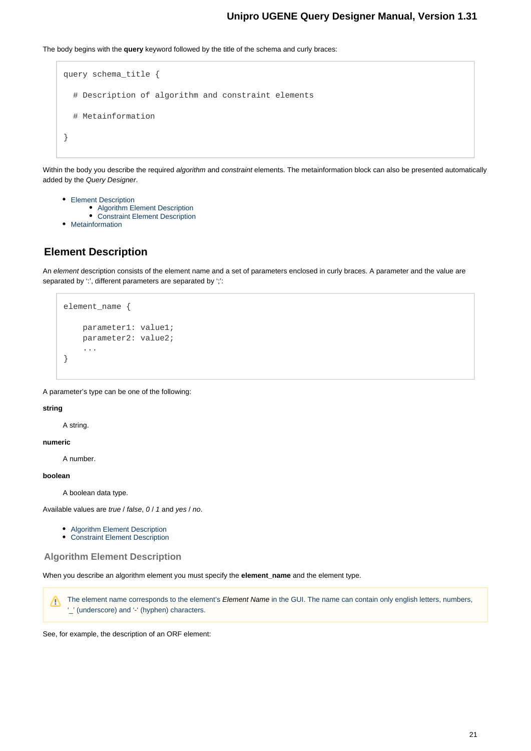The body begins with the **query** keyword followed by the title of the schema and curly braces:

```
query schema_title {

  # Description of algorithm and constraint elements

  # Metainformation

}
```

Within the body you describe the required *algorithm* and *constraint* elements. The metainformation block can also be presented automatically added by the *Query Designer*.

- Element Description
  - Algorithm Element Description
  - Constraint Element Description
- Metainformation

## Element Description

An *element* description consists of the element name and a set of parameters enclosed in curly braces. A parameter and the value are separated by ':', different parameters are separated by ';':

```
element_name {

    parameter1: value1;
    parameter2: value2;
    ...
}
```

A parameter's type can be one of the following:

**string**

A string.

**numeric**

A number.

**boolean**

A boolean data type.

Available values are *true* / *false*, *0* / *1* and *yes* / *no*.

- Algorithm Element Description
- Constraint Element Description

### Algorithm Element Description

When you describe an algorithm element you must specify the **element_name** and the element type.

> The element name corresponds to the element's *Element Name* in the GUI. The name can contain only english letters, numbers, '_' (underscore) and '-' (hyphen) characters.

See, for example, the description of an ORF element: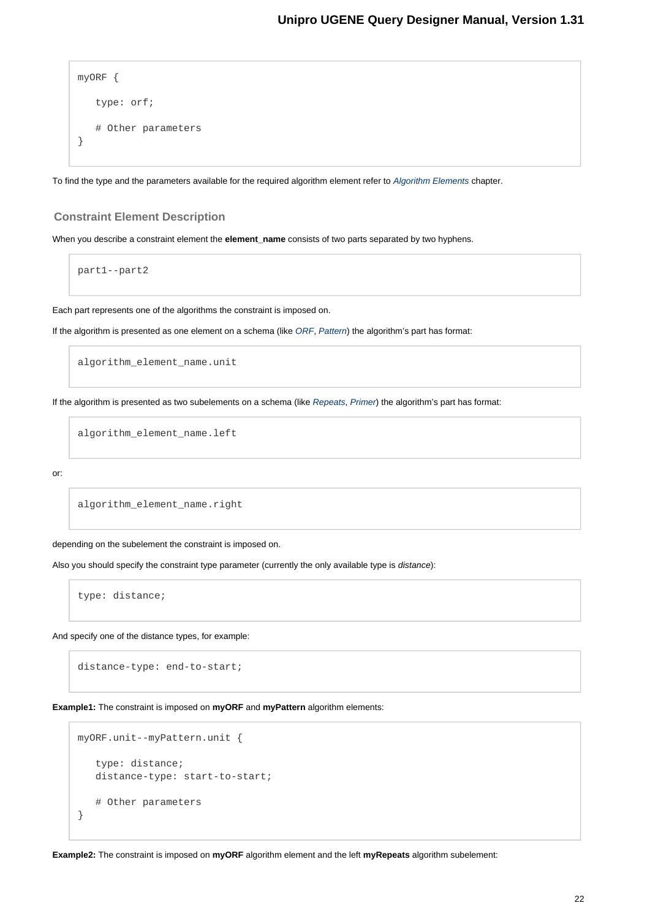```
myORF {

   type: orf;

   # Other parameters
}
```

To find the type and the parameters available for the required algorithm element refer to *Algorithm Elements* chapter.

### Constraint Element Description

When you describe a constraint element the **element_name** consists of two parts separated by two hyphens.

```
part1--part2
```

Each part represents one of the algorithms the constraint is imposed on.

If the algorithm is presented as one element on a schema (like *ORF*, *Pattern*) the algorithm's part has format:

```
algorithm_element_name.unit
```

If the algorithm is presented as two subelements on a schema (like *Repeats*, *Primer*) the algorithm's part has format:

```
algorithm_element_name.left
```

or:

```
algorithm_element_name.right
```

depending on the subelement the constraint is imposed on.

Also you should specify the constraint type parameter (currently the only available type is *distance*):

```
type: distance;
```

And specify one of the distance types, for example:

```
distance-type: end-to-start;
```

**Example1:** The constraint is imposed on **myORF** and **myPattern** algorithm elements:

```
myORF.unit--myPattern.unit {

   type: distance;
   distance-type: start-to-start;

   # Other parameters
}
```

**Example2:** The constraint is imposed on **myORF** algorithm element and the left **myRepeats** algorithm subelement: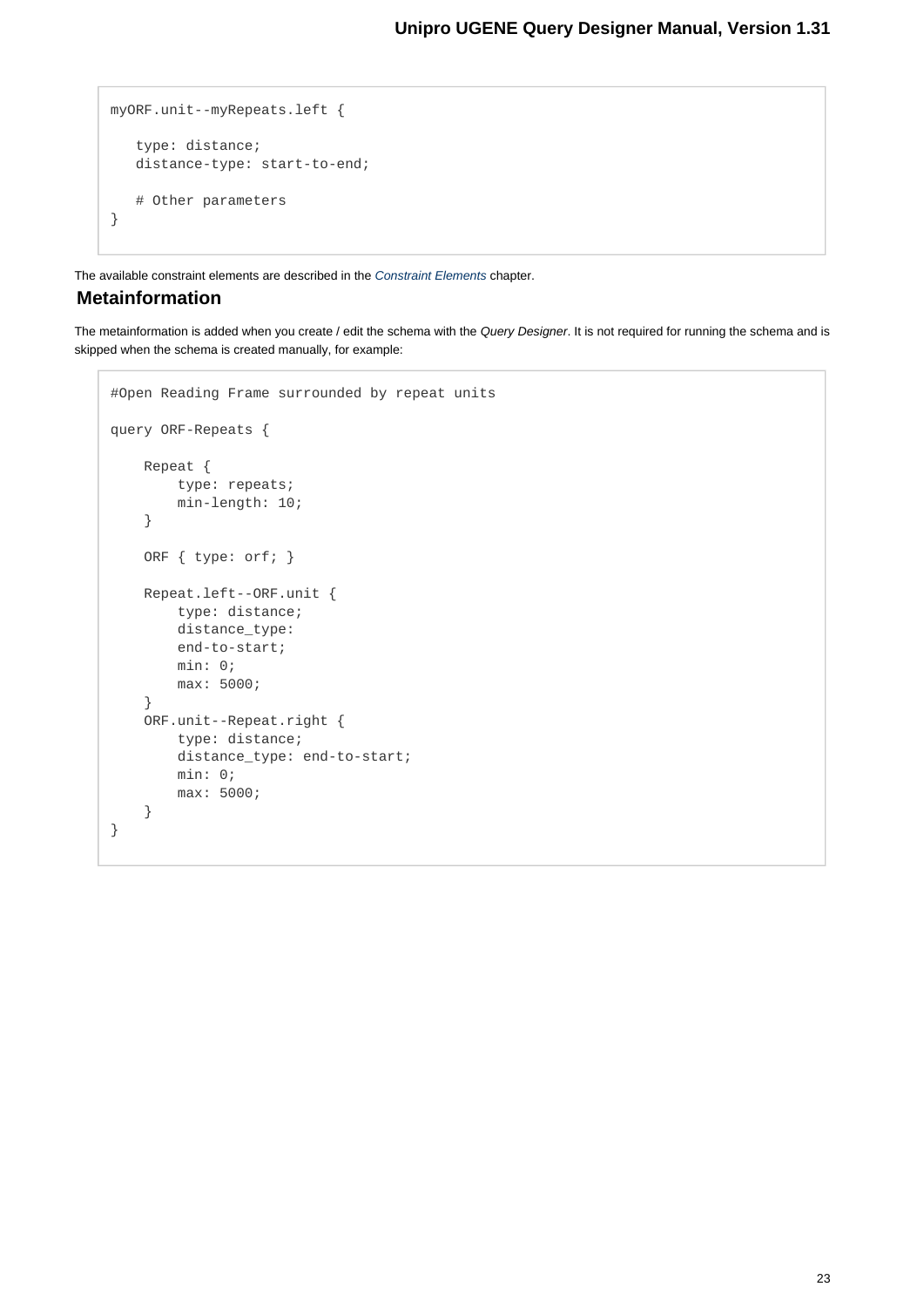```
myORF.unit--myRepeats.left {

   type: distance;
   distance-type: start-to-end;

   # Other parameters
}
```

The available constraint elements are described in the *Constraint Elements* chapter.

## Metainformation

The metainformation is added when you create / edit the schema with the *Query Designer*. It is not required for running the schema and is skipped when the schema is created manually, for example:

```
#Open Reading Frame surrounded by repeat units

query ORF-Repeats {

    Repeat {
        type: repeats;
        min-length: 10;
    }

    ORF { type: orf; }

    Repeat.left--ORF.unit {
        type: distance;
        distance_type:
        end-to-start;
        min: 0;
        max: 5000;
    }
    ORF.unit--Repeat.right {
        type: distance;
        distance_type: end-to-start;
        min: 0;
        max: 5000;
    }
}
```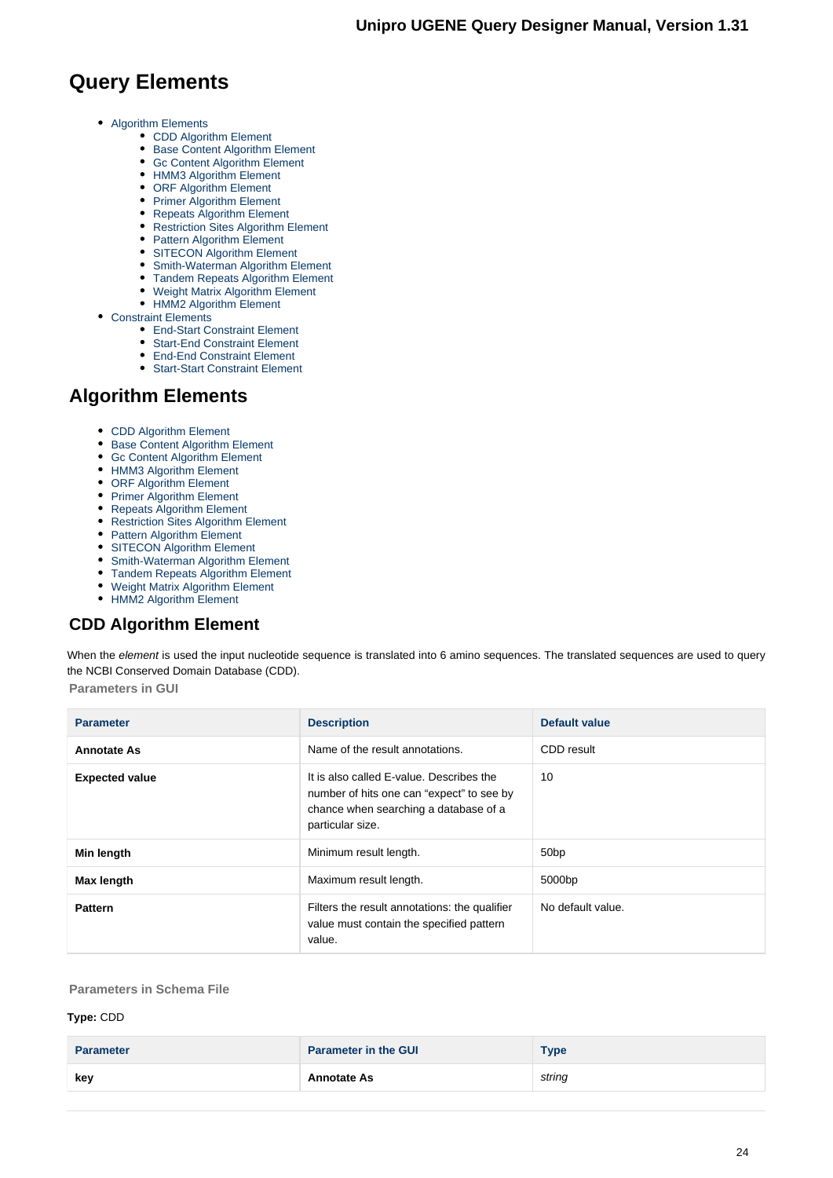# Query Elements

- Algorithm Elements
    - CDD Algorithm Element
    - Base Content Algorithm Element
    - Gc Content Algorithm Element
    - HMM3 Algorithm Element
    - ORF Algorithm Element
    - Primer Algorithm Element
    - Repeats Algorithm Element
    - Restriction Sites Algorithm Element
    - Pattern Algorithm Element
    - SITECON Algorithm Element
    - Smith-Waterman Algorithm Element
    - Tandem Repeats Algorithm Element
    - Weight Matrix Algorithm Element
    - HMM2 Algorithm Element
- Constraint Elements
    - End-Start Constraint Element
    - Start-End Constraint Element
    - End-End Constraint Element
    - Start-Start Constraint Element

## Algorithm Elements

- CDD Algorithm Element
- Base Content Algorithm Element
- Gc Content Algorithm Element
- HMM3 Algorithm Element
- ORF Algorithm Element
- Primer Algorithm Element
- Repeats Algorithm Element
- Restriction Sites Algorithm Element
- Pattern Algorithm Element
- SITECON Algorithm Element
- Smith-Waterman Algorithm Element
- Tandem Repeats Algorithm Element
- Weight Matrix Algorithm Element
- HMM2 Algorithm Element

### CDD Algorithm Element

When the *element* is used the input nucleotide sequence is translated into 6 amino sequences. The translated sequences are used to query the NCBI Conserved Domain Database (CDD).

**Parameters in GUI**

| Parameter | Description | Default value |
|---|---|---|
| **Annotate As** | Name of the result annotations. | CDD result |
| **Expected value** | It is also called E-value. Describes the number of hits one can "expect" to see by chance when searching a database of a particular size. | 10 |
| **Min length** | Minimum result length. | 50bp |
| **Max length** | Maximum result length. | 5000bp |
| **Pattern** | Filters the result annotations: the qualifier value must contain the specified pattern value. | No default value. |

**Parameters in Schema File**

**Type:** CDD

| Parameter | Parameter in the GUI | Type |
|---|---|---|
| **key** | **Annotate As** | *string* |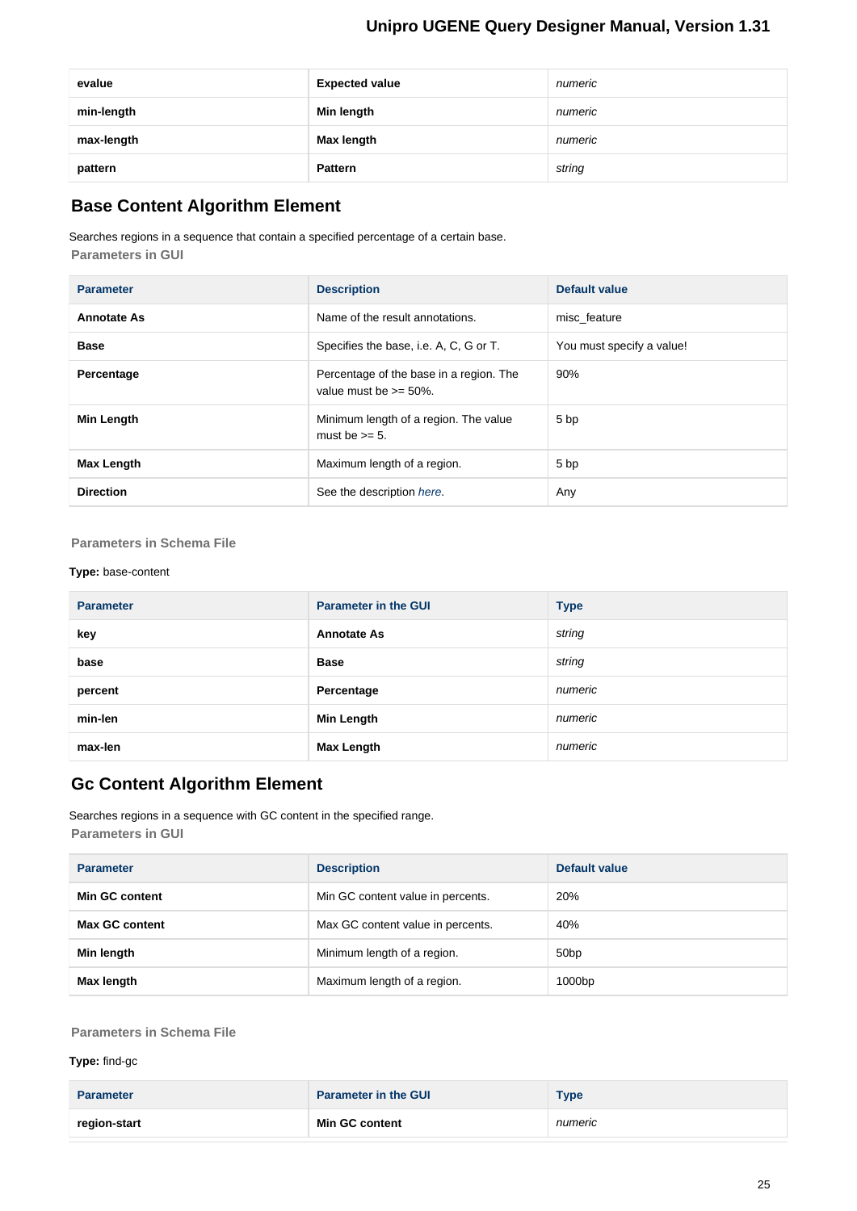| evalue | Expected value | *numeric* |
|---|---|---|
| min-length | Min length | *numeric* |
| max-length | Max length | *numeric* |
| pattern | Pattern | *string* |

## Base Content Algorithm Element

Searches regions in a sequence that contain a specified percentage of a certain base.

### Parameters in GUI

| Parameter | Description | Default value |
|---|---|---|
| **Annotate As** | Name of the result annotations. | misc_feature |
| **Base** | Specifies the base, i.e. A, C, G or T. | You must specify a value! |
| **Percentage** | Percentage of the base in a region. The value must be >= 50%. | 90% |
| **Min Length** | Minimum length of a region. The value must be >= 5. | 5 bp |
| **Max Length** | Maximum length of a region. | 5 bp |
| **Direction** | See the description *here*. | Any |

### Parameters in Schema File

**Type:** base-content

| Parameter | Parameter in the GUI | Type |
|---|---|---|
| **key** | **Annotate As** | *string* |
| **base** | **Base** | *string* |
| **percent** | **Percentage** | *numeric* |
| **min-len** | **Min Length** | *numeric* |
| **max-len** | **Max Length** | *numeric* |

## Gc Content Algorithm Element

Searches regions in a sequence with GC content in the specified range.

### Parameters in GUI

| Parameter | Description | Default value |
|---|---|---|
| **Min GC content** | Min GC content value in percents. | 20% |
| **Max GC content** | Max GC content value in percents. | 40% |
| **Min length** | Minimum length of a region. | 50bp |
| **Max length** | Maximum length of a region. | 1000bp |

### Parameters in Schema File

**Type:** find-gc

| Parameter | Parameter in the GUI | Type |
|---|---|---|
| **region-start** | **Min GC content** | *numeric* |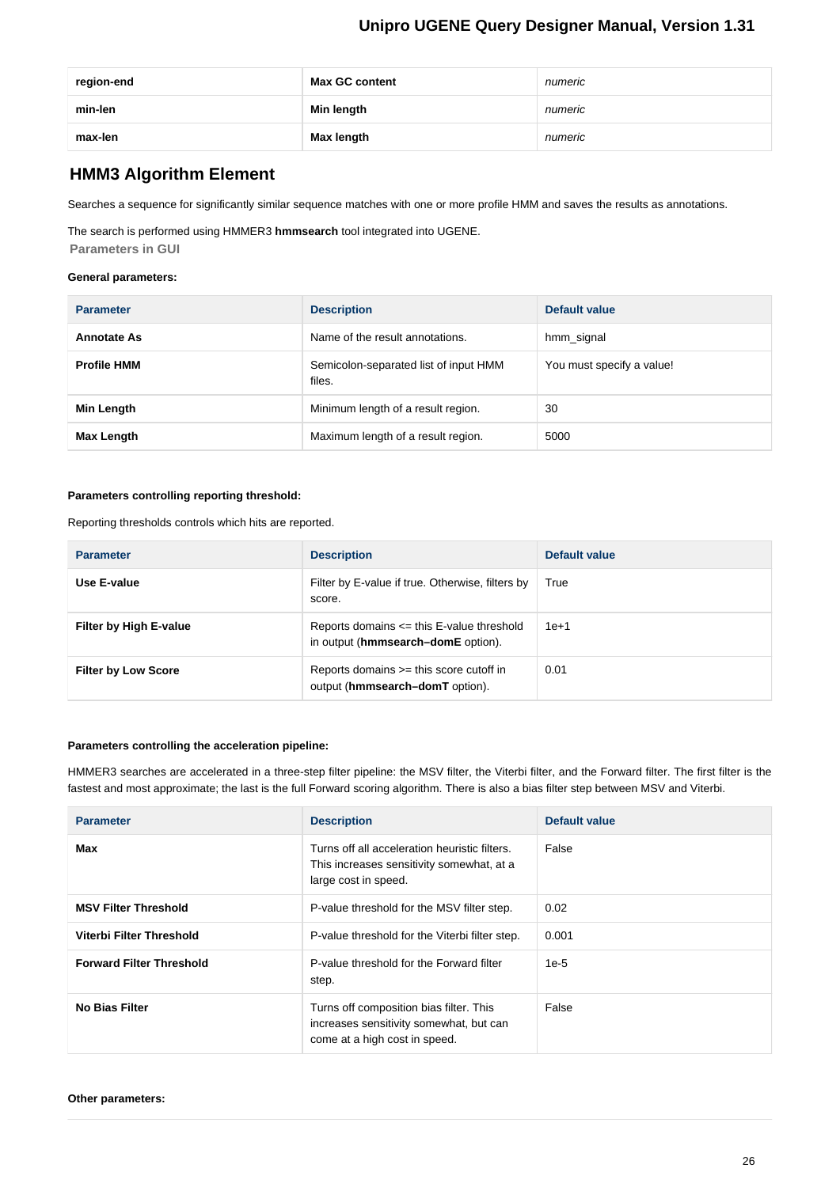| region-end | Max GC content | *numeric* |
|---|---|---|
| min-len | Min length | *numeric* |
| max-len | Max length | *numeric* |

## HMM3 Algorithm Element

Searches a sequence for significantly similar sequence matches with one or more profile HMM and saves the results as annotations.

The search is performed using HMMER3 **hmmsearch** tool integrated into UGENE.

### Parameters in GUI

**General parameters:**

| Parameter | Description | Default value |
|---|---|---|
| **Annotate As** | Name of the result annotations. | hmm_signal |
| **Profile HMM** | Semicolon-separated list of input HMM files. | You must specify a value! |
| **Min Length** | Minimum length of a result region. | 30 |
| **Max Length** | Maximum length of a result region. | 5000 |

**Parameters controlling reporting threshold:**

Reporting thresholds controls which hits are reported.

| Parameter | Description | Default value |
|---|---|---|
| **Use E-value** | Filter by E-value if true. Otherwise, filters by score. | True |
| **Filter by High E-value** | Reports domains <= this E-value threshold in output (**hmmsearch–domE** option). | 1e+1 |
| **Filter by Low Score** | Reports domains >= this score cutoff in output (**hmmsearch–domT** option). | 0.01 |

**Parameters controlling the acceleration pipeline:**

HMMER3 searches are accelerated in a three-step filter pipeline: the MSV filter, the Viterbi filter, and the Forward filter. The first filter is the fastest and most approximate; the last is the full Forward scoring algorithm. There is also a bias filter step between MSV and Viterbi.

| Parameter | Description | Default value |
|---|---|---|
| **Max** | Turns off all acceleration heuristic filters. This increases sensitivity somewhat, at a large cost in speed. | False |
| **MSV Filter Threshold** | P-value threshold for the MSV filter step. | 0.02 |
| **Viterbi Filter Threshold** | P-value threshold for the Viterbi filter step. | 0.001 |
| **Forward Filter Threshold** | P-value threshold for the Forward filter step. | 1e-5 |
| **No Bias Filter** | Turns off composition bias filter. This increases sensitivity somewhat, but can come at a high cost in speed. | False |

**Other parameters:**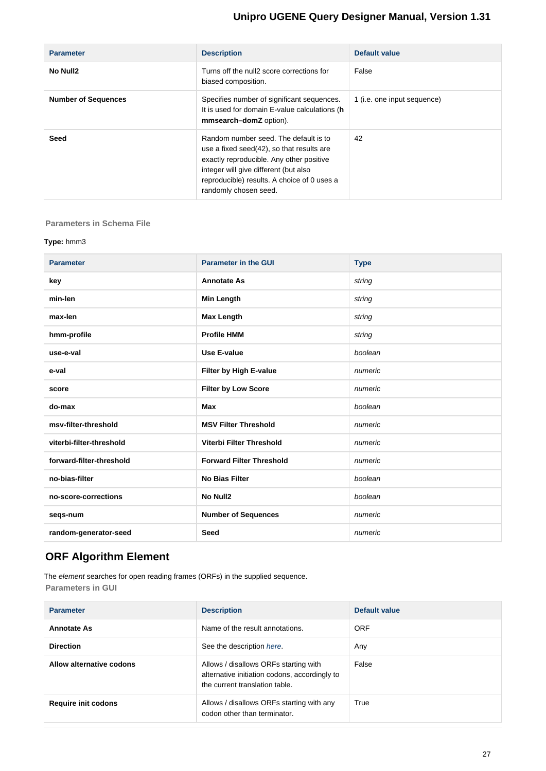| Parameter | Description | Default value |
| --- | --- | --- |
| **No Null2** | Turns off the null2 score corrections for biased composition. | False |
| **Number of Sequences** | Specifies number of significant sequences. It is used for domain E-value calculations (**hmmsearch–domZ** option). | 1 (i.e. one input sequence) |
| **Seed** | Random number seed. The default is to use a fixed seed(42), so that results are exactly reproducible. Any other positive integer will give different (but also reproducible) results. A choice of 0 uses a randomly chosen seed. | 42 |

#### Parameters in Schema File

**Type:** hmm3

| Parameter | Parameter in the GUI | Type |
| --- | --- | --- |
| **key** | **Annotate As** | *string* |
| **min-len** | **Min Length** | *string* |
| **max-len** | **Max Length** | *string* |
| **hmm-profile** | **Profile HMM** | *string* |
| **use-e-val** | **Use E-value** | *boolean* |
| **e-val** | **Filter by High E-value** | *numeric* |
| **score** | **Filter by Low Score** | *numeric* |
| **do-max** | **Max** | *boolean* |
| **msv-filter-threshold** | **MSV Filter Threshold** | *numeric* |
| **viterbi-filter-threshold** | **Viterbi Filter Threshold** | *numeric* |
| **forward-filter-threshold** | **Forward Filter Threshold** | *numeric* |
| **no-bias-filter** | **No Bias Filter** | *boolean* |
| **no-score-corrections** | **No Null2** | *boolean* |
| **seqs-num** | **Number of Sequences** | *numeric* |
| **random-generator-seed** | **Seed** | *numeric* |

## ORF Algorithm Element

The *element* searches for open reading frames (ORFs) in the supplied sequence.

#### Parameters in GUI

| Parameter | Description | Default value |
| --- | --- | --- |
| **Annotate As** | Name of the result annotations. | ORF |
| **Direction** | See the description *here*. | Any |
| **Allow alternative codons** | Allows / disallows ORFs starting with alternative initiation codons, accordingly to the current translation table. | False |
| **Require init codons** | Allows / disallows ORFs starting with any codon other than terminator. | True |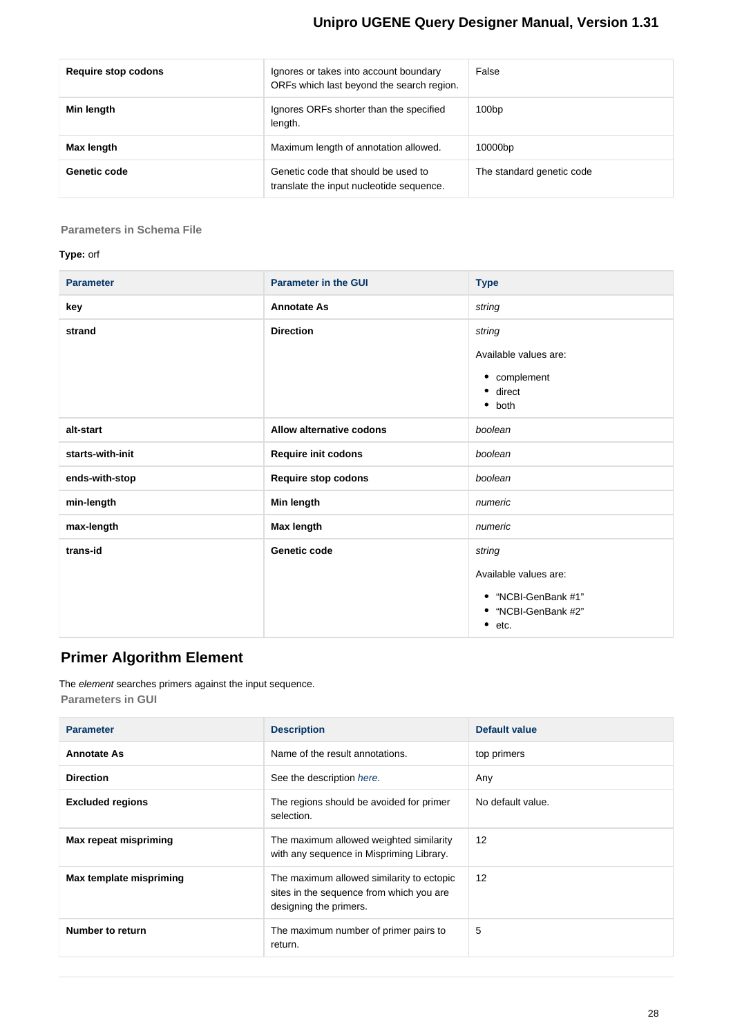| Require stop codons | Ignores or takes into account boundary ORFs which last beyond the search region. | False |
|---|---|---|
| Min length | Ignores ORFs shorter than the specified length. | 100bp |
| Max length | Maximum length of annotation allowed. | 10000bp |
| Genetic code | Genetic code that should be used to translate the input nucleotide sequence. | The standard genetic code |

#### Parameters in Schema File

**Type:** orf

| Parameter | Parameter in the GUI | Type |
|---|---|---|
| **key** | **Annotate As** | *string* |
| **strand** | **Direction** | *string*<br>Available values are:<br>• complement<br>• direct<br>• both |
| **alt-start** | **Allow alternative codons** | *boolean* |
| **starts-with-init** | **Require init codons** | *boolean* |
| **ends-with-stop** | **Require stop codons** | *boolean* |
| **min-length** | **Min length** | *numeric* |
| **max-length** | **Max length** | *numeric* |
| **trans-id** | **Genetic code** | *string*<br>Available values are:<br>• "NCBI-GenBank #1"<br>• "NCBI-GenBank #2"<br>• etc. |

## Primer Algorithm Element

The *element* searches primers against the input sequence.

#### Parameters in GUI

| Parameter | Description | Default value |
|---|---|---|
| **Annotate As** | Name of the result annotations. | top primers |
| **Direction** | See the description *here*. | Any |
| **Excluded regions** | The regions should be avoided for primer selection. | No default value. |
| **Max repeat mispriming** | The maximum allowed weighted similarity with any sequence in Mispriming Library. | 12 |
| **Max template mispriming** | The maximum allowed similarity to ectopic sites in the sequence from which you are designing the primers. | 12 |
| **Number to return** | The maximum number of primer pairs to return. | 5 |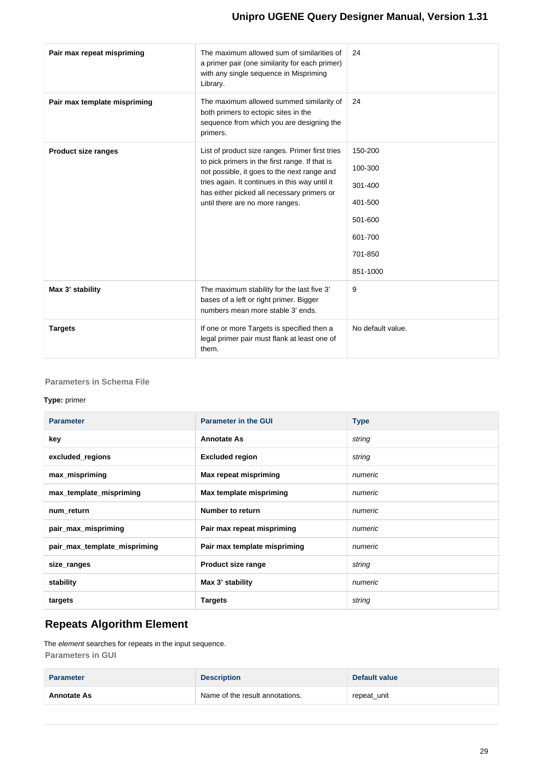| Parameter | Description | Default value |
| --- | --- | --- |
| **Pair max repeat mispriming** | The maximum allowed sum of similarities of a primer pair (one similarity for each primer) with any single sequence in Mispriming Library. | 24 |
| **Pair max template mispriming** | The maximum allowed summed similarity of both primers to ectopic sites in the sequence from which you are designing the primers. | 24 |
| **Product size ranges** | List of product size ranges. Primer first tries to pick primers in the first range. If that is not possible, it goes to the next range and tries again. It continues in this way until it has either picked all necessary primers or until there are no more ranges. | 150-200<br>100-300<br>301-400<br>401-500<br>501-600<br>601-700<br>701-850<br>851-1000 |
| **Max 3' stability** | The maximum stability for the last five 3' bases of a left or right primer. Bigger numbers mean more stable 3' ends. | 9 |
| **Targets** | If one or more Targets is specified then a legal primer pair must flank at least one of them. | No default value. |

#### Parameters in Schema File

**Type:** primer

| Parameter | Parameter in the GUI | Type |
| --- | --- | --- |
| **key** | **Annotate As** | *string* |
| **excluded_regions** | **Excluded region** | *string* |
| **max_mispriming** | **Max repeat mispriming** | *numeric* |
| **max_template_mispriming** | **Max template mispriming** | *numeric* |
| **num_return** | **Number to return** | *numeric* |
| **pair_max_mispriming** | **Pair max repeat mispriming** | *numeric* |
| **pair_max_template_mispriming** | **Pair max template mispriming** | *numeric* |
| **size_ranges** | **Product size range** | *string* |
| **stability** | **Max 3' stability** | *numeric* |
| **targets** | **Targets** | *string* |

## Repeats Algorithm Element

The *element* searches for repeats in the input sequence.

#### Parameters in GUI

| Parameter | Description | Default value |
| --- | --- | --- |
| **Annotate As** | Name of the result annotations. | repeat_unit |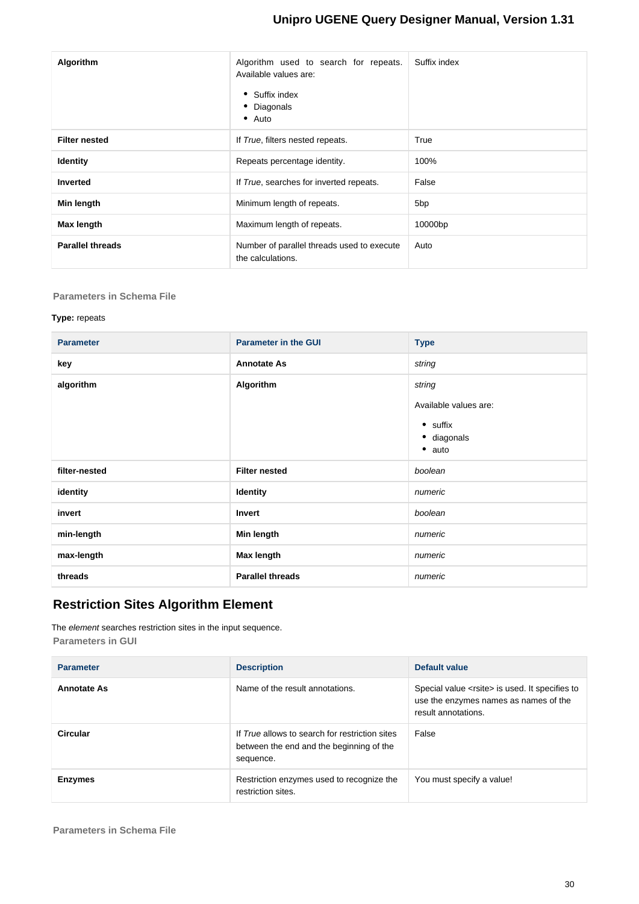| | | |
|---|---|---|
| **Algorithm** | Algorithm used to search for repeats. Available values are:<br>• Suffix index<br>• Diagonals<br>• Auto | Suffix index |
| **Filter nested** | If *True*, filters nested repeats. | True |
| **Identity** | Repeats percentage identity. | 100% |
| **Inverted** | If *True*, searches for inverted repeats. | False |
| **Min length** | Minimum length of repeats. | 5bp |
| **Max length** | Maximum length of repeats. | 10000bp |
| **Parallel threads** | Number of parallel threads used to execute the calculations. | Auto |

#### Parameters in Schema File

**Type:** repeats

| Parameter | Parameter in the GUI | Type |
|---|---|---|
| **key** | **Annotate As** | *string* |
| **algorithm** | **Algorithm** | *string*<br>Available values are:<br>• suffix<br>• diagonals<br>• auto |
| **filter-nested** | **Filter nested** | *boolean* |
| **identity** | **Identity** | *numeric* |
| **invert** | **Invert** | *boolean* |
| **min-length** | **Min length** | *numeric* |
| **max-length** | **Max length** | *numeric* |
| **threads** | **Parallel threads** | *numeric* |

### Restriction Sites Algorithm Element

The *element* searches restriction sites in the input sequence.

#### Parameters in GUI

| Parameter | Description | Default value |
|---|---|---|
| **Annotate As** | Name of the result annotations. | Special value <rsite> is used. It specifies to use the enzymes names as names of the result annotations. |
| **Circular** | If *True* allows to search for restriction sites between the end and the beginning of the sequence. | False |
| **Enzymes** | Restriction enzymes used to recognize the restriction sites. | You must specify a value! |

#### Parameters in Schema File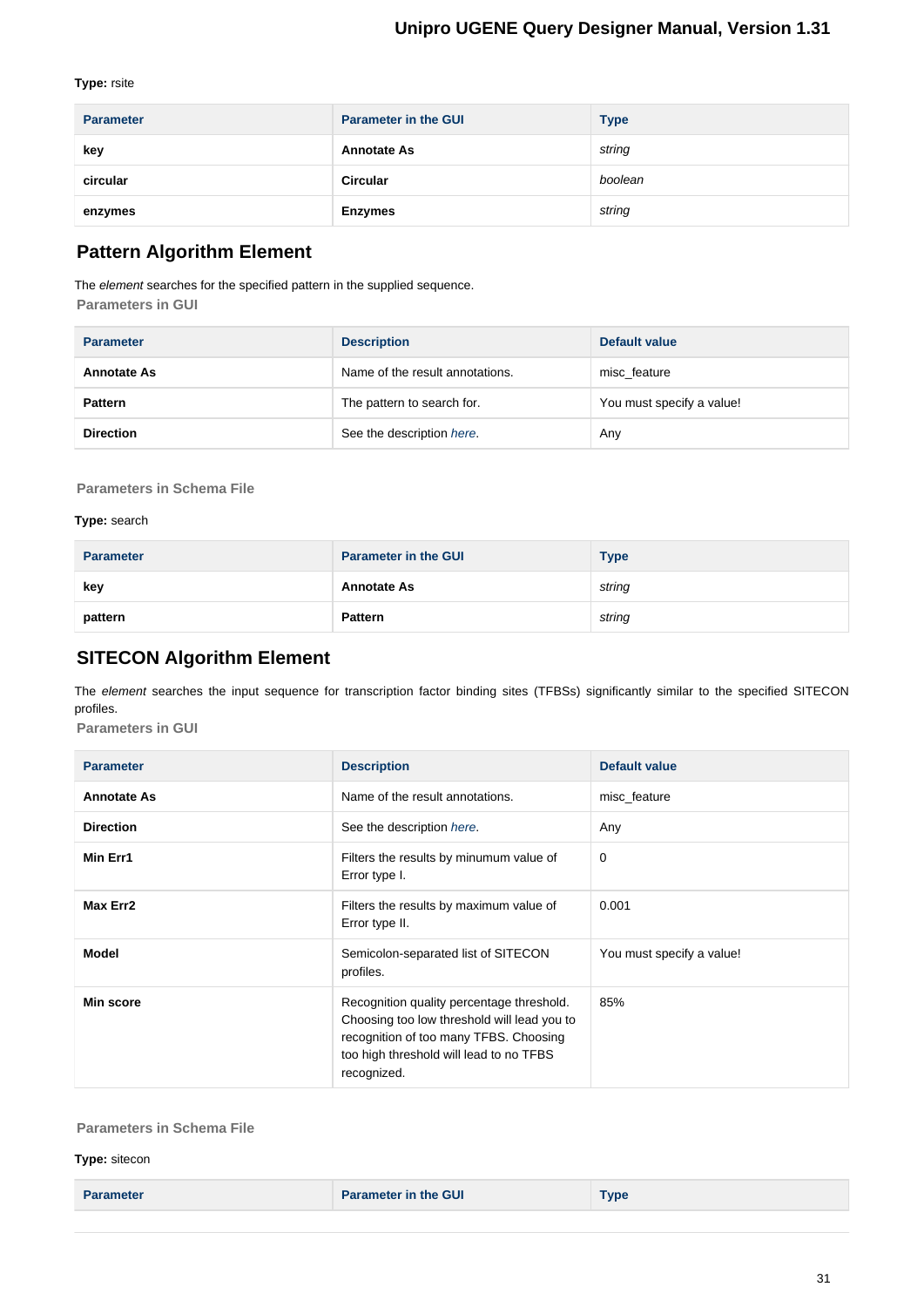**Type:** rsite

| Parameter | Parameter in the GUI | Type |
|---|---|---|
| **key** | **Annotate As** | *string* |
| **circular** | **Circular** | *boolean* |
| **enzymes** | **Enzymes** | *string* |

## Pattern Algorithm Element

The *element* searches for the specified pattern in the supplied sequence.

### Parameters in GUI

| Parameter | Description | Default value |
|---|---|---|
| **Annotate As** | Name of the result annotations. | misc_feature |
| **Pattern** | The pattern to search for. | You must specify a value! |
| **Direction** | See the description *here*. | Any |

### Parameters in Schema File

**Type:** search

| Parameter | Parameter in the GUI | Type |
|---|---|---|
| **key** | **Annotate As** | *string* |
| **pattern** | **Pattern** | *string* |

## SITECON Algorithm Element

The *element* searches the input sequence for transcription factor binding sites (TFBSs) significantly similar to the specified SITECON profiles.

### Parameters in GUI

| Parameter | Description | Default value |
|---|---|---|
| **Annotate As** | Name of the result annotations. | misc_feature |
| **Direction** | See the description *here*. | Any |
| **Min Err1** | Filters the results by minumum value of Error type I. | 0 |
| **Max Err2** | Filters the results by maximum value of Error type II. | 0.001 |
| **Model** | Semicolon-separated list of SITECON profiles. | You must specify a value! |
| **Min score** | Recognition quality percentage threshold. Choosing too low threshold will lead you to recognition of too many TFBS. Choosing too high threshold will lead to no TFBS recognized. | 85% |

### Parameters in Schema File

**Type:** sitecon

| Parameter | Parameter in the GUI | Type |
|---|---|---|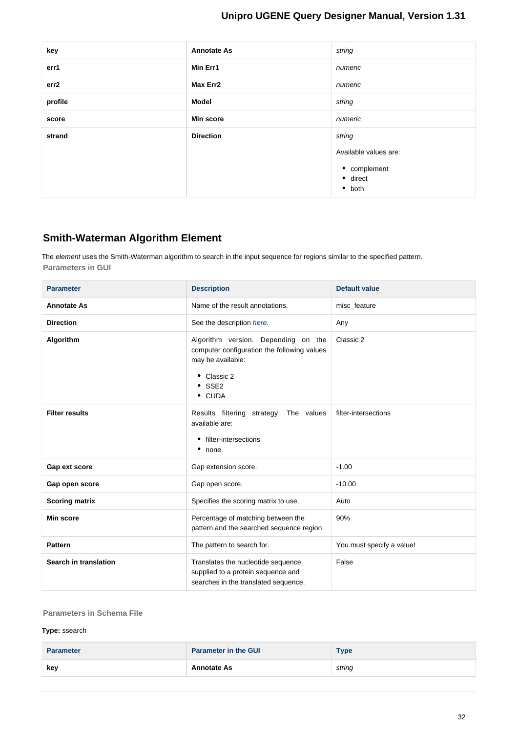| key | Annotate As | *string* |
|---|---|---|
| err1 | Min Err1 | *numeric* |
| err2 | Max Err2 | *numeric* |
| profile | Model | *string* |
| score | Min score | *numeric* |
| strand | Direction | *string*<br><br>Available values are:<br><br>• complement<br>• direct<br>• both |

## Smith-Waterman Algorithm Element

The *element* uses the Smith-Waterman algorithm to search in the input sequence for regions similar to the specified pattern.

#### Parameters in GUI

| Parameter | Description | Default value |
|---|---|---|
| **Annotate As** | Name of the result annotations. | misc_feature |
| **Direction** | See the description *here*. | Any |
| **Algorithm** | Algorithm version. Depending on the computer configuration the following values may be available:<br><br>• Classic 2<br>• SSE2<br>• CUDA | Classic 2 |
| **Filter results** | Results filtering strategy. The values available are:<br><br>• filter-intersections<br>• none | filter-intersections |
| **Gap ext score** | Gap extension score. | -1.00 |
| **Gap open score** | Gap open score. | -10.00 |
| **Scoring matrix** | Specifies the scoring matrix to use. | Auto |
| **Min score** | Percentage of matching between the pattern and the searched sequence region. | 90% |
| **Pattern** | The pattern to search for. | You must specify a value! |
| **Search in translation** | Translates the nucleotide sequence supplied to a protein sequence and searches in the translated sequence. | False |

#### Parameters in Schema File

**Type:** ssearch

| Parameter | Parameter in the GUI | Type |
|---|---|---|
| **key** | **Annotate As** | *string* |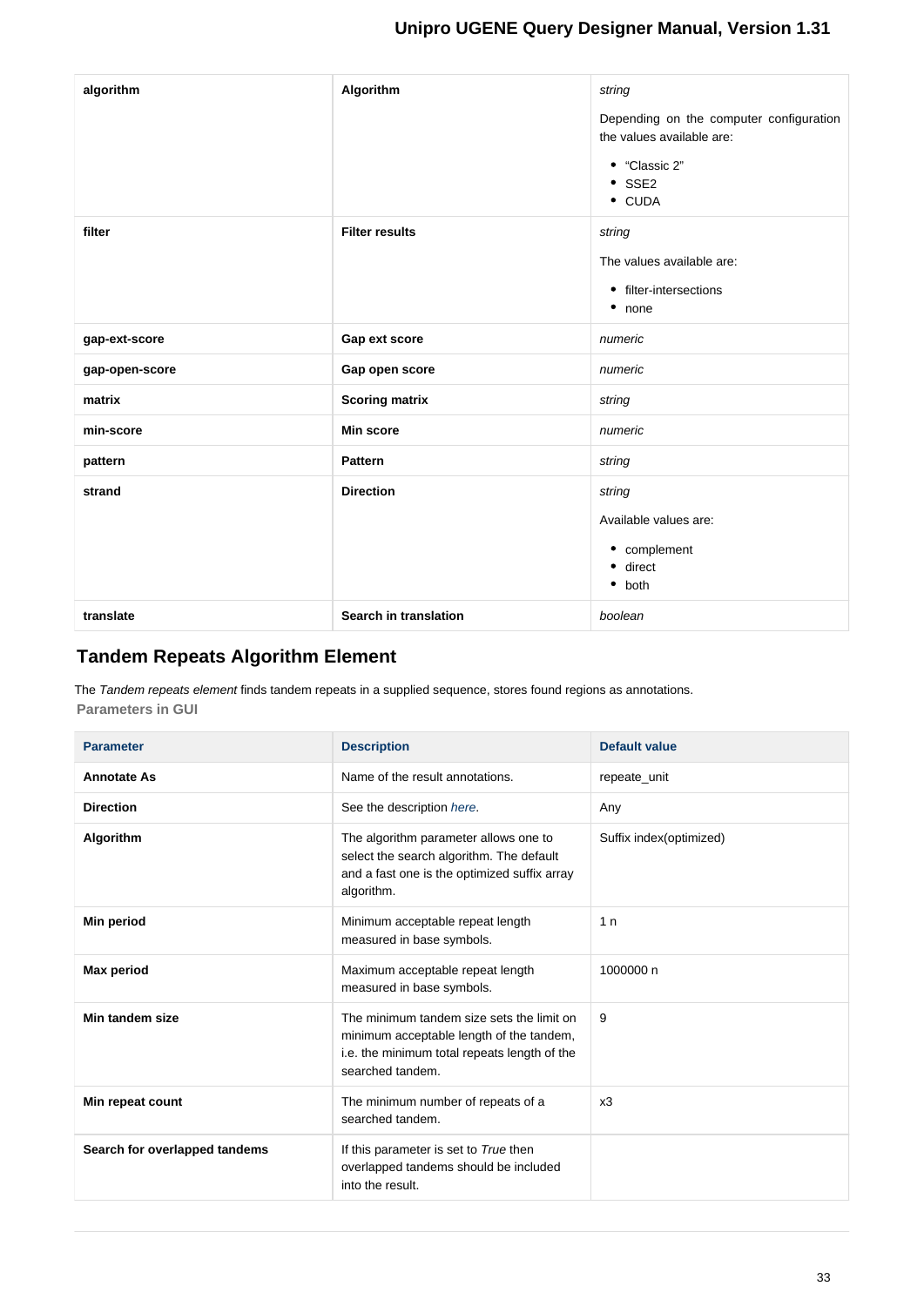| algorithm | Algorithm | *string*<br><br>Depending on the computer configuration the values available are:<br><br>• “Classic 2”<br>• SSE2<br>• CUDA |
|---|---|---|
| **filter** | **Filter results** | *string*<br><br>The values available are:<br><br>• filter-intersections<br>• none |
| **gap-ext-score** | **Gap ext score** | *numeric* |
| **gap-open-score** | **Gap open score** | *numeric* |
| **matrix** | **Scoring matrix** | *string* |
| **min-score** | **Min score** | *numeric* |
| **pattern** | **Pattern** | *string* |
| **strand** | **Direction** | *string*<br><br>Available values are:<br><br>• complement<br>• direct<br>• both |
| **translate** | **Search in translation** | *boolean* |

## Tandem Repeats Algorithm Element

The *Tandem repeats element* finds tandem repeats in a supplied sequence, stores found regions as annotations.

**Parameters in GUI**

| Parameter | Description | Default value |
|---|---|---|
| **Annotate As** | Name of the result annotations. | repeate_unit |
| **Direction** | See the description *here.* | Any |
| **Algorithm** | The algorithm parameter allows one to select the search algorithm. The default and a fast one is the optimized suffix array algorithm. | Suffix index(optimized) |
| **Min period** | Minimum acceptable repeat length measured in base symbols. | 1 n |
| **Max period** | Maximum acceptable repeat length measured in base symbols. | 1000000 n |
| **Min tandem size** | The minimum tandem size sets the limit on minimum acceptable length of the tandem, i.e. the minimum total repeats length of the searched tandem. | 9 |
| **Min repeat count** | The minimum number of repeats of a searched tandem. | x3 |
| **Search for overlapped tandems** | If this parameter is set to *True* then overlapped tandems should be included into the result. | |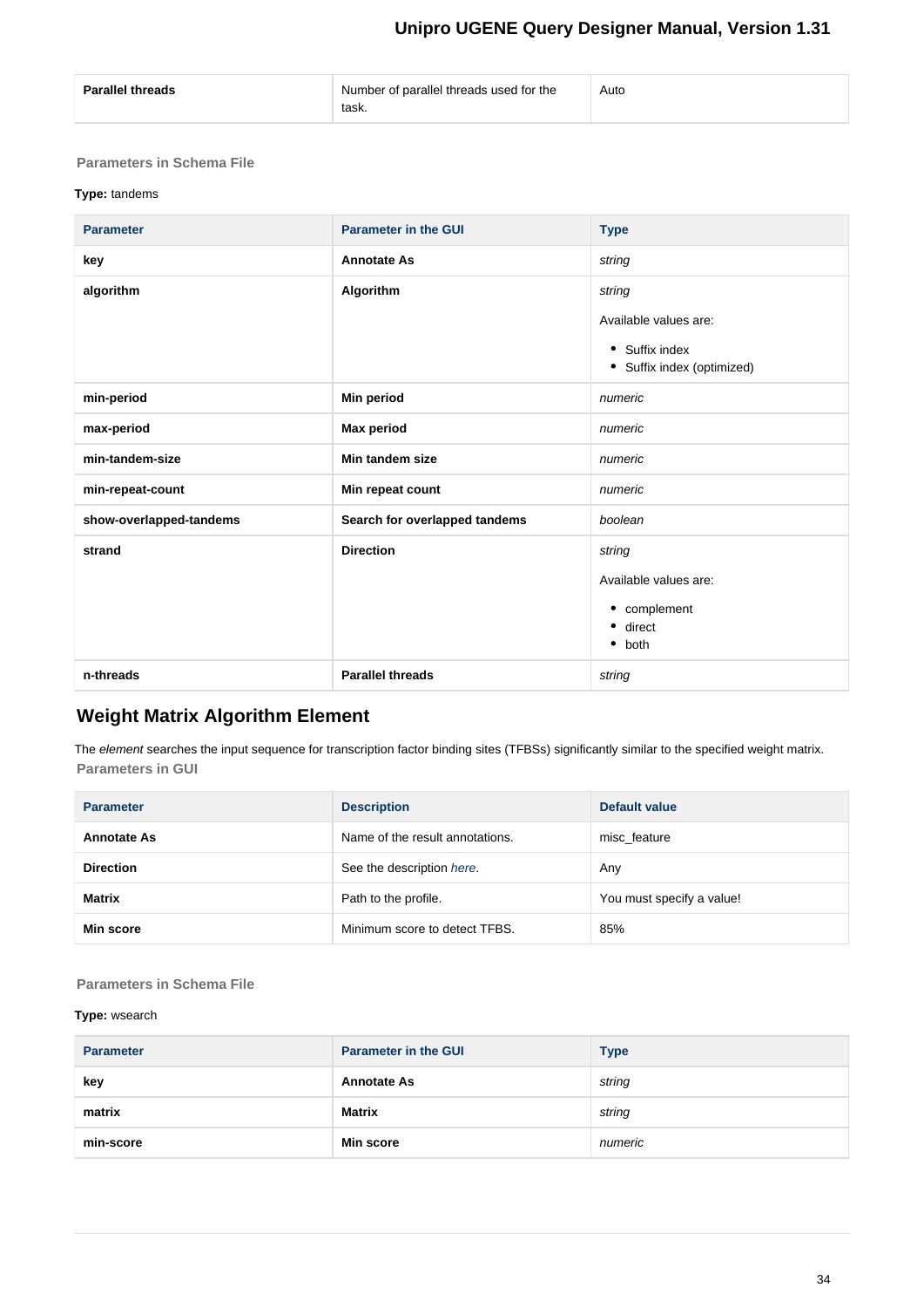| Parallel threads | Number of parallel threads used for the task. | Auto |
|---|---|---|

#### Parameters in Schema File

**Type:** tandems

| Parameter | Parameter in the GUI | Type |
|---|---|---|
| **key** | **Annotate As** | *string* |
| **algorithm** | **Algorithm** | *string*<br><br>Available values are:<br>• Suffix index<br>• Suffix index (optimized) |
| **min-period** | **Min period** | *numeric* |
| **max-period** | **Max period** | *numeric* |
| **min-tandem-size** | **Min tandem size** | *numeric* |
| **min-repeat-count** | **Min repeat count** | *numeric* |
| **show-overlapped-tandems** | **Search for overlapped tandems** | *boolean* |
| **strand** | **Direction** | *string*<br><br>Available values are:<br>• complement<br>• direct<br>• both |
| **n-threads** | **Parallel threads** | *string* |

## Weight Matrix Algorithm Element

The *element* searches the input sequence for transcription factor binding sites (TFBSs) significantly similar to the specified weight matrix.

#### Parameters in GUI

| Parameter | Description | Default value |
|---|---|---|
| **Annotate As** | Name of the result annotations. | misc_feature |
| **Direction** | See the description *here*. | Any |
| **Matrix** | Path to the profile. | You must specify a value! |
| **Min score** | Minimum score to detect TFBS. | 85% |

#### Parameters in Schema File

**Type:** wsearch

| Parameter | Parameter in the GUI | Type |
|---|---|---|
| **key** | **Annotate As** | *string* |
| **matrix** | **Matrix** | *string* |
| **min-score** | **Min score** | *numeric* |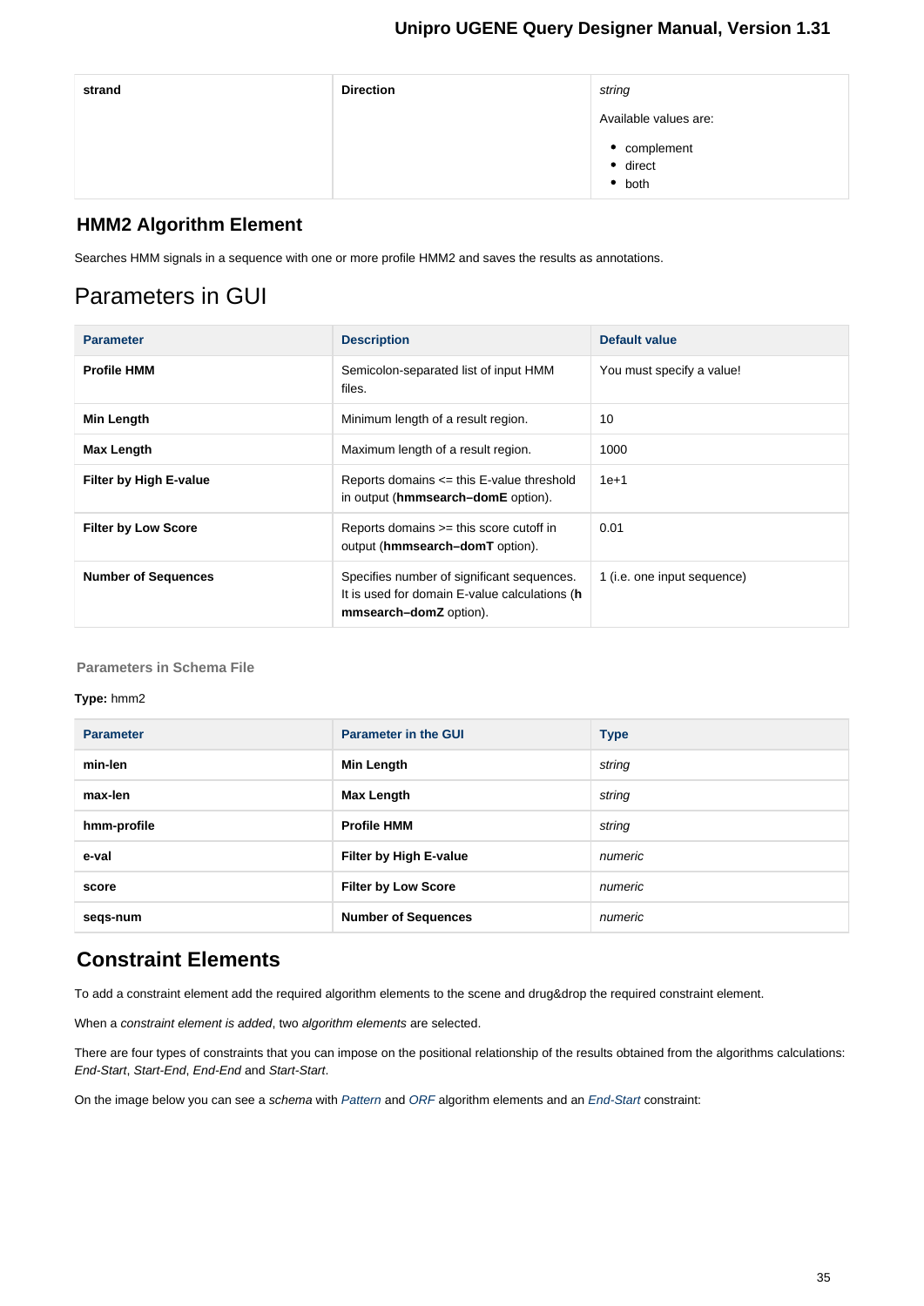| strand | Direction | *string*<br>Available values are:<br>• complement<br>• direct<br>• both |
|---|---|---|

### HMM2 Algorithm Element

Searches HMM signals in a sequence with one or more profile HMM2 and saves the results as annotations.

## Parameters in GUI

| Parameter | Description | Default value |
|---|---|---|
| **Profile HMM** | Semicolon-separated list of input HMM files. | You must specify a value! |
| **Min Length** | Minimum length of a result region. | 10 |
| **Max Length** | Maximum length of a result region. | 1000 |
| **Filter by High E-value** | Reports domains <= this E-value threshold in output (**hmmsearch–domE** option). | 1e+1 |
| **Filter by Low Score** | Reports domains >= this score cutoff in output (**hmmsearch–domT** option). | 0.01 |
| **Number of Sequences** | Specifies number of significant sequences. It is used for domain E-value calculations (**hmmsearch–domZ** option). | 1 (i.e. one input sequence) |

#### Parameters in Schema File

**Type:** hmm2

| Parameter | Parameter in the GUI | Type |
|---|---|---|
| **min-len** | **Min Length** | *string* |
| **max-len** | **Max Length** | *string* |
| **hmm-profile** | **Profile HMM** | *string* |
| **e-val** | **Filter by High E-value** | *numeric* |
| **score** | **Filter by Low Score** | *numeric* |
| **seqs-num** | **Number of Sequences** | *numeric* |

### Constraint Elements

To add a constraint element add the required algorithm elements to the scene and drug&drop the required constraint element.

When a *constraint element is added*, two *algorithm elements* are selected.

There are four types of constraints that you can impose on the positional relationship of the results obtained from the algorithms calculations: *End-Start*, *Start-End*, *End-End* and *Start-Start*.

On the image below you can see a *schema* with *Pattern* and *ORF* algorithm elements and an *End-Start* constraint: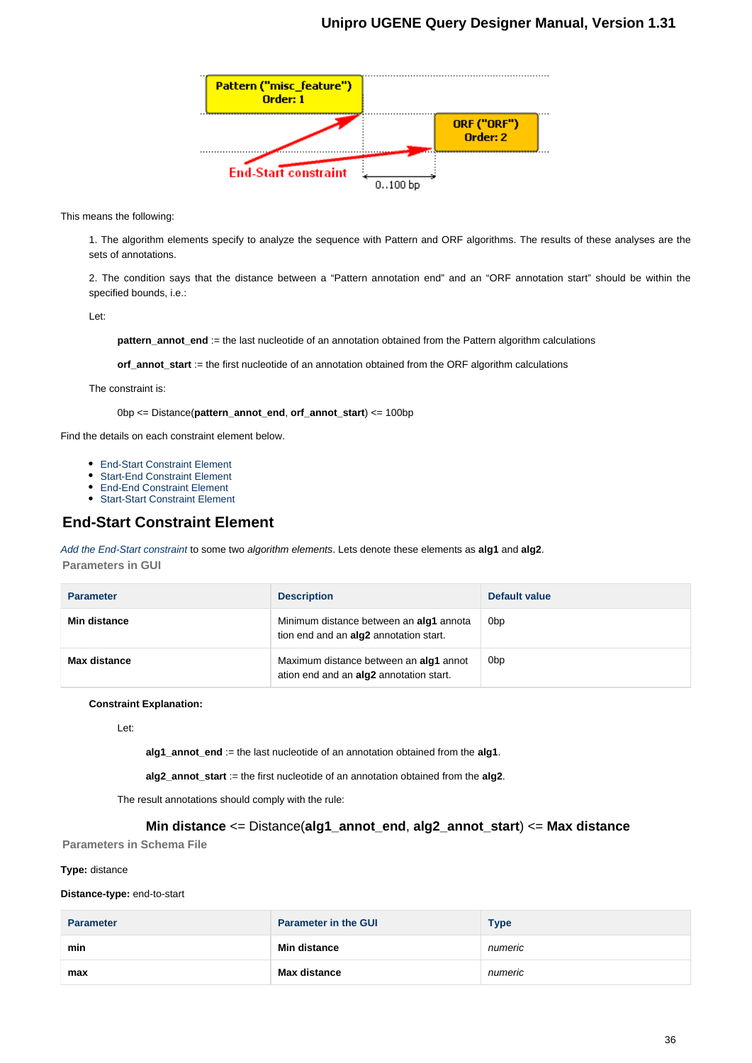This means the following:

1. The algorithm elements specify to analyze the sequence with Pattern and ORF algorithms. The results of these analyses are the sets of annotations.

2. The condition says that the distance between a “Pattern annotation end” and an “ORF annotation start” should be within the specified bounds, i.e.:

Let:

**pattern_annot_end** := the last nucleotide of an annotation obtained from the Pattern algorithm calculations

**orf_annot_start** := the first nucleotide of an annotation obtained from the ORF algorithm calculations

The constraint is:

0bp <= Distance(**pattern_annot_end**, **orf_annot_start**) <= 100bp

Find the details on each constraint element below.

- End-Start Constraint Element
- Start-End Constraint Element
- End-End Constraint Element
- Start-Start Constraint Element

## End-Start Constraint Element

*Add the End-Start constraint* to some two *algorithm elements*. Lets denote these elements as **alg1** and **alg2**.

### Parameters in GUI

| Parameter | Description | Default value |
|---|---|---|
| **Min distance** | Minimum distance between an **alg1** annotation end and an **alg2** annotation start. | 0bp |
| **Max distance** | Maximum distance between an **alg1** annotation end and an **alg2** annotation start. | 0bp |

**Constraint Explanation:**

Let:

**alg1_annot_end** := the last nucleotide of an annotation obtained from the **alg1**.

**alg2_annot_start** := the first nucleotide of an annotation obtained from the **alg2**.

The result annotations should comply with the rule:

**Min distance** <= Distance(**alg1_annot_end**, **alg2_annot_start**) <= **Max distance**

### Parameters in Schema File

**Type:** distance

**Distance-type:** end-to-start

| Parameter | Parameter in the GUI | Type |
|---|---|---|
| **min** | **Min distance** | *numeric* |
| **max** | **Max distance** | *numeric* |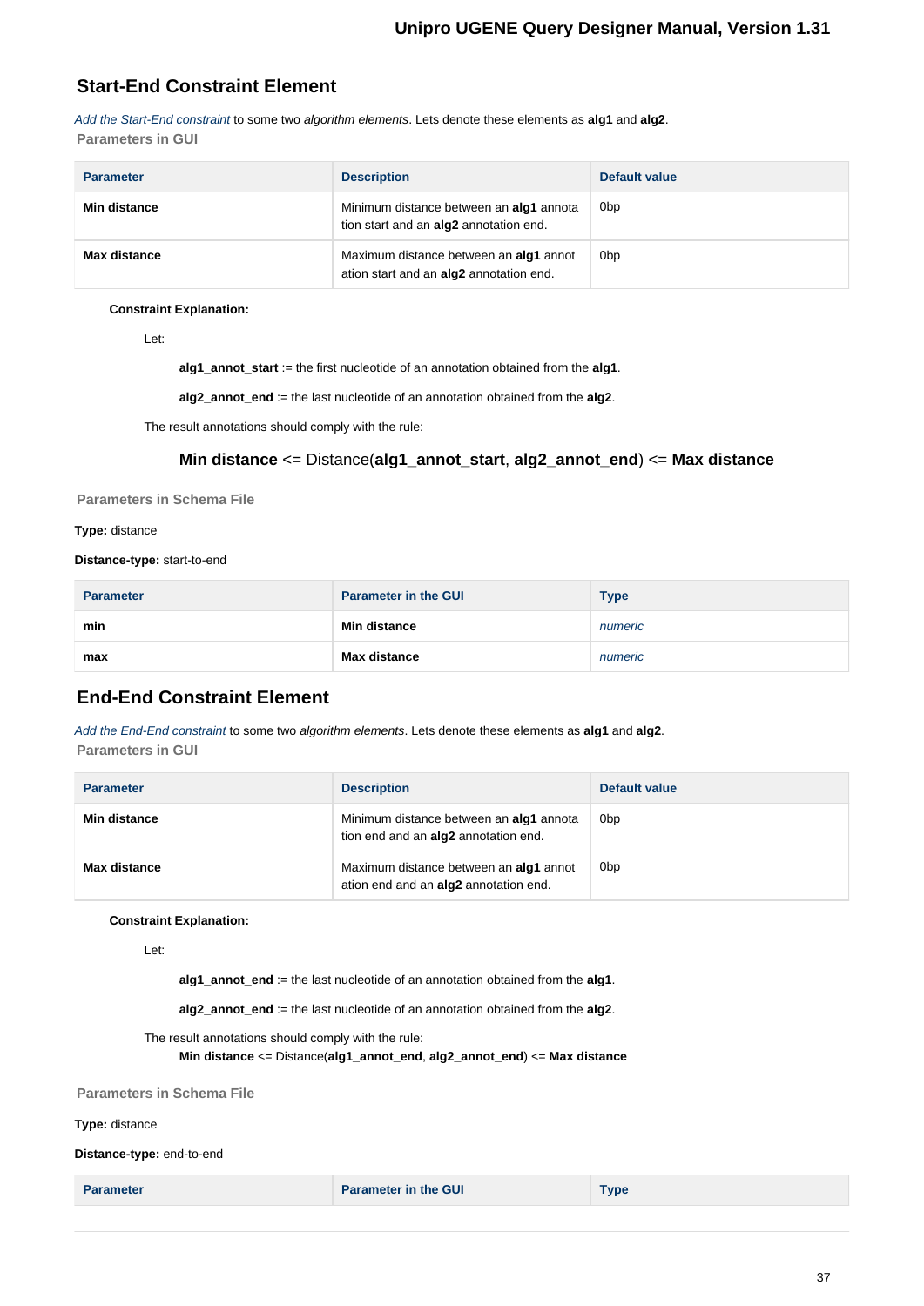## Start-End Constraint Element

*Add the Start-End constraint* to some two *algorithm elements*. Lets denote these elements as **alg1** and **alg2**.

### Parameters in GUI

| Parameter | Description | Default value |
|---|---|---|
| **Min distance** | Minimum distance between an **alg1** annotation start and an **alg2** annotation end. | 0bp |
| **Max distance** | Maximum distance between an **alg1** annotation start and an **alg2** annotation end. | 0bp |

**Constraint Explanation:**

Let:

**alg1_annot_start** := the first nucleotide of an annotation obtained from the **alg1**.

**alg2_annot_end** := the last nucleotide of an annotation obtained from the **alg2**.

The result annotations should comply with the rule:

**Min distance** <= Distance(**alg1_annot_start**, **alg2_annot_end**) <= **Max distance**

### Parameters in Schema File

**Type:** distance

**Distance-type:** start-to-end

| Parameter | Parameter in the GUI | Type |
|---|---|---|
| **min** | **Min distance** | *numeric* |
| **max** | **Max distance** | *numeric* |

## End-End Constraint Element

*Add the End-End constraint* to some two *algorithm elements*. Lets denote these elements as **alg1** and **alg2**.

### Parameters in GUI

| Parameter | Description | Default value |
|---|---|---|
| **Min distance** | Minimum distance between an **alg1** annotation end and an **alg2** annotation end. | 0bp |
| **Max distance** | Maximum distance between an **alg1** annotation end and an **alg2** annotation end. | 0bp |

**Constraint Explanation:**

Let:

**alg1_annot_end** := the last nucleotide of an annotation obtained from the **alg1**.

**alg2_annot_end** := the last nucleotide of an annotation obtained from the **alg2**.

The result annotations should comply with the rule:

**Min distance** <= Distance(**alg1_annot_end**, **alg2_annot_end**) <= **Max distance**

### Parameters in Schema File

**Type:** distance

**Distance-type:** end-to-end

| Parameter | Parameter in the GUI | Type |
|---|---|---|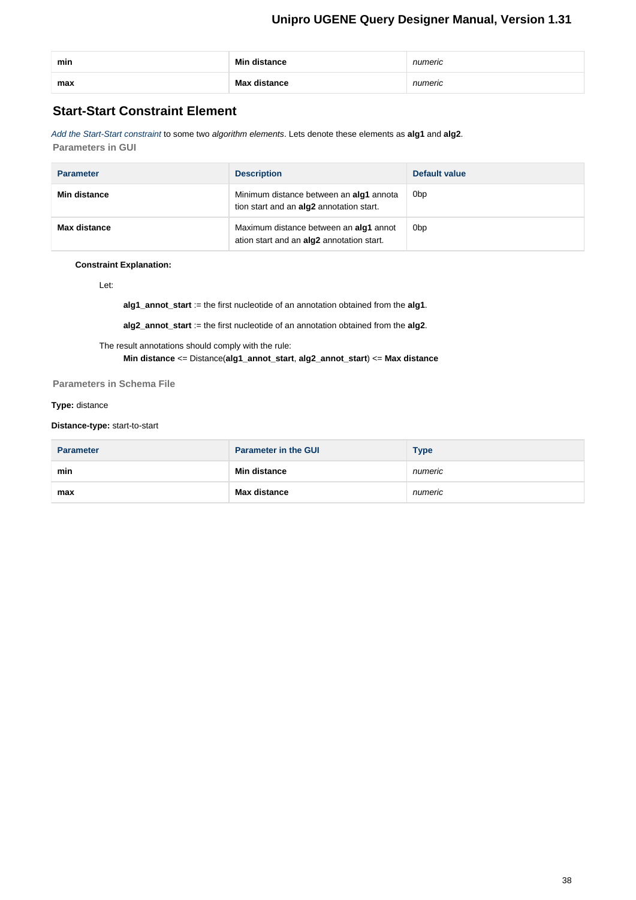| | | |
|---|---|---|
| **min** | **Min distance** | *numeric* |
| **max** | **Max distance** | *numeric* |

## Start-Start Constraint Element

*Add the Start-Start constraint* to some two *algorithm elements*. Lets denote these elements as **alg1** and **alg2**.

### Parameters in GUI

| Parameter | Description | Default value |
|---|---|---|
| **Min distance** | Minimum distance between an **alg1** annotation start and an **alg2** annotation start. | 0bp |
| **Max distance** | Maximum distance between an **alg1** annotation start and an **alg2** annotation start. | 0bp |

**Constraint Explanation:**

Let:

**alg1_annot_start** := the first nucleotide of an annotation obtained from the **alg1**.

**alg2_annot_start** := the first nucleotide of an annotation obtained from the **alg2**.

The result annotations should comply with the rule:
**Min distance** <= Distance(**alg1_annot_start**, **alg2_annot_start**) <= **Max distance**

### Parameters in Schema File

**Type:** distance

**Distance-type:** start-to-start

| Parameter | Parameter in the GUI | Type |
|---|---|---|
| **min** | **Min distance** | *numeric* |
| **max** | **Max distance** | *numeric* |